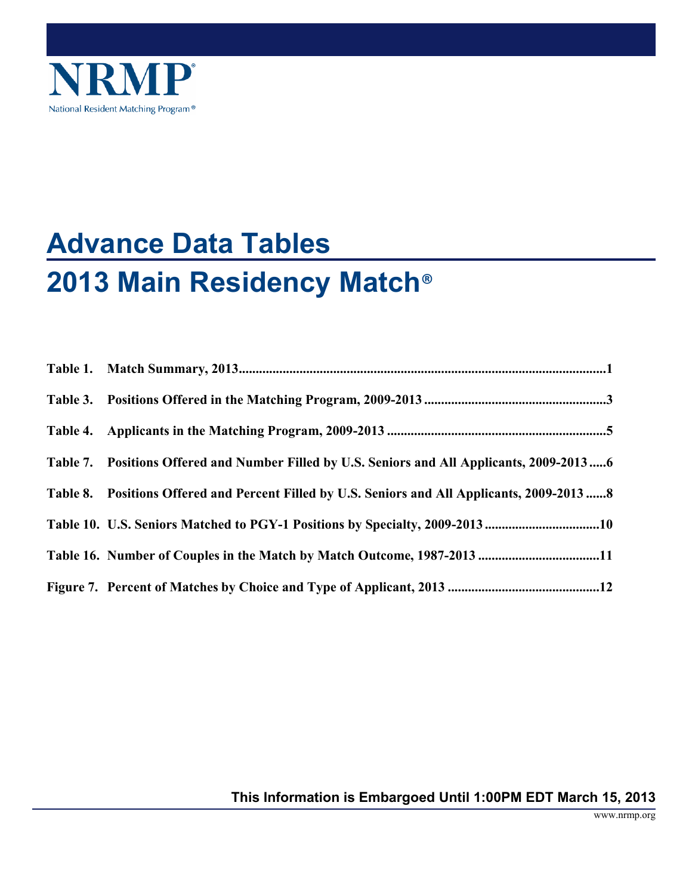NRMP

National Resident Matching Program®

# Advance Data Tables

# 2013 Main Residency Match®

**Table 1. Match Summary, 2013** ........................................ 1

**Table 3. Positions Offered in the Matching Program, 2009-2013** ........................................ 3

**Table 4. Applicants in the Matching Program, 2009-2013** ........................................ 5

**Table 7. Positions Offered and Number Filled by U.S. Seniors and All Applicants, 2009-2013** ..... 6

**Table 8. Positions Offered and Percent Filled by U.S. Seniors and All Applicants, 2009-2013** ...... 8

**Table 10. U.S. Seniors Matched to PGY-1 Positions by Specialty, 2009-2013** ........................................ 10

**Table 16. Number of Couples in the Match by Match Outcome, 1987-2013** ........................................ 11

**Figure 7. Percent of Matches by Choice and Type of Applicant, 2013** ........................................ 12

**This Information is Embargoed Until 1:00PM EDT March 15, 2013**

www.nrmp.org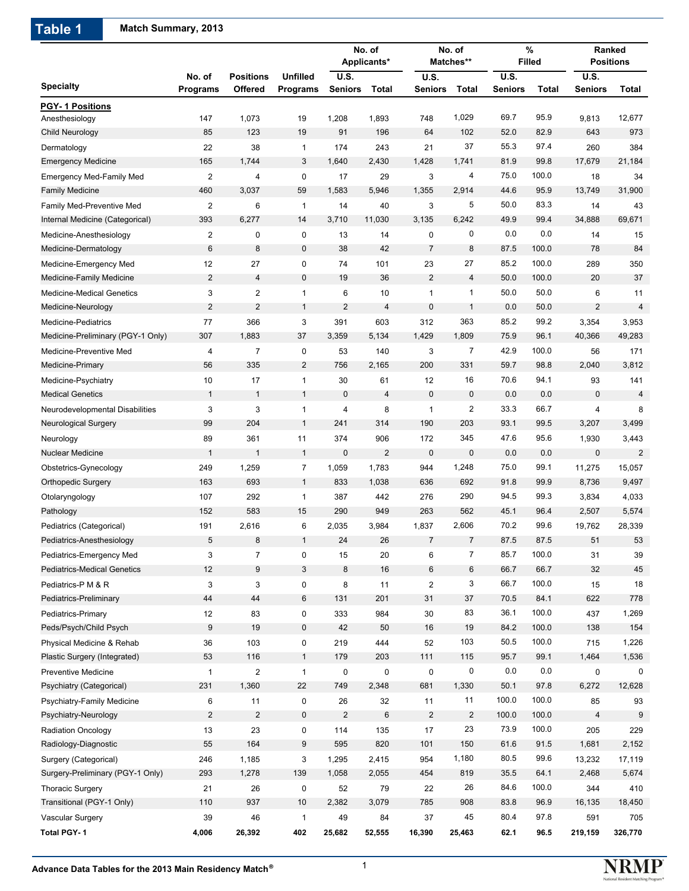# Table 1 Match Summary, 2013

| Specialty | No. of Programs | Positions Offered | Unfilled Programs | No. of Applicants* | | No. of Matches** | | % Filled | | Ranked Positions | |
|---|---|---|---|---|---|---|---|---|---|---|---|
| | | | | U.S. Seniors | Total | U.S. Seniors | Total | U.S. Seniors | Total | U.S. Seniors | Total |
| **PGY- 1 Positions** | | | | | | | | | | | |
| Anesthesiology | 147 | 1,073 | 19 | 1,208 | 1,893 | 748 | 1,029 | 69.7 | 95.9 | 9,813 | 12,677 |
| Child Neurology | 85 | 123 | 19 | 91 | 196 | 64 | 102 | 52.0 | 82.9 | 643 | 973 |
| Dermatology | 22 | 38 | 1 | 174 | 243 | 21 | 37 | 55.3 | 97.4 | 260 | 384 |
| Emergency Medicine | 165 | 1,744 | 3 | 1,640 | 2,430 | 1,428 | 1,741 | 81.9 | 99.8 | 17,679 | 21,184 |
| Emergency Med-Family Med | 2 | 4 | 0 | 17 | 29 | 3 | 4 | 75.0 | 100.0 | 18 | 34 |
| Family Medicine | 460 | 3,037 | 59 | 1,583 | 5,946 | 1,355 | 2,914 | 44.6 | 95.9 | 13,749 | 31,900 |
| Family Med-Preventive Med | 2 | 6 | 1 | 14 | 40 | 3 | 5 | 50.0 | 83.3 | 14 | 43 |
| Internal Medicine (Categorical) | 393 | 6,277 | 14 | 3,710 | 11,030 | 3,135 | 6,242 | 49.9 | 99.4 | 34,888 | 69,671 |
| Medicine-Anesthesiology | 2 | 0 | 0 | 13 | 14 | 0 | 0 | 0.0 | 0.0 | 14 | 15 |
| Medicine-Dermatology | 6 | 8 | 0 | 38 | 42 | 7 | 8 | 87.5 | 100.0 | 78 | 84 |
| Medicine-Emergency Med | 12 | 27 | 0 | 74 | 101 | 23 | 27 | 85.2 | 100.0 | 289 | 350 |
| Medicine-Family Medicine | 2 | 4 | 0 | 19 | 36 | 2 | 4 | 50.0 | 100.0 | 20 | 37 |
| Medicine-Medical Genetics | 3 | 2 | 1 | 6 | 10 | 1 | 1 | 50.0 | 50.0 | 6 | 11 |
| Medicine-Neurology | 2 | 2 | 1 | 2 | 4 | 0 | 1 | 0.0 | 50.0 | 2 | 4 |
| Medicine-Pediatrics | 77 | 366 | 3 | 391 | 603 | 312 | 363 | 85.2 | 99.2 | 3,354 | 3,953 |
| Medicine-Preliminary (PGY-1 Only) | 307 | 1,883 | 37 | 3,359 | 5,134 | 1,429 | 1,809 | 75.9 | 96.1 | 40,366 | 49,283 |
| Medicine-Preventive Med | 4 | 7 | 0 | 53 | 140 | 3 | 7 | 42.9 | 100.0 | 56 | 171 |
| Medicine-Primary | 56 | 335 | 2 | 756 | 2,165 | 200 | 331 | 59.7 | 98.8 | 2,040 | 3,812 |
| Medicine-Psychiatry | 10 | 17 | 1 | 30 | 61 | 12 | 16 | 70.6 | 94.1 | 93 | 141 |
| Medical Genetics | 1 | 1 | 1 | 0 | 4 | 0 | 0 | 0.0 | 0.0 | 0 | 4 |
| Neurodevelopmental Disabilities | 3 | 3 | 1 | 4 | 8 | 1 | 2 | 33.3 | 66.7 | 4 | 8 |
| Neurological Surgery | 99 | 204 | 1 | 241 | 314 | 190 | 203 | 93.1 | 99.5 | 3,207 | 3,499 |
| Neurology | 89 | 361 | 11 | 374 | 906 | 172 | 345 | 47.6 | 95.6 | 1,930 | 3,443 |
| Nuclear Medicine | 1 | 1 | 1 | 0 | 2 | 0 | 0 | 0.0 | 0.0 | 0 | 2 |
| Obstetrics-Gynecology | 249 | 1,259 | 7 | 1,059 | 1,783 | 944 | 1,248 | 75.0 | 99.1 | 11,275 | 15,057 |
| Orthopedic Surgery | 163 | 693 | 1 | 833 | 1,038 | 636 | 692 | 91.8 | 99.9 | 8,736 | 9,497 |
| Otolaryngology | 107 | 292 | 1 | 387 | 442 | 276 | 290 | 94.5 | 99.3 | 3,834 | 4,033 |
| Pathology | 152 | 583 | 15 | 290 | 949 | 263 | 562 | 45.1 | 96.4 | 2,507 | 5,574 |
| Pediatrics (Categorical) | 191 | 2,616 | 6 | 2,035 | 3,984 | 1,837 | 2,606 | 70.2 | 99.6 | 19,762 | 28,339 |
| Pediatrics-Anesthesiology | 5 | 8 | 1 | 24 | 26 | 7 | 7 | 87.5 | 87.5 | 51 | 53 |
| Pediatrics-Emergency Med | 3 | 7 | 0 | 15 | 20 | 6 | 7 | 85.7 | 100.0 | 31 | 39 |
| Pediatrics-Medical Genetics | 12 | 9 | 3 | 8 | 16 | 6 | 6 | 66.7 | 66.7 | 32 | 45 |
| Pediatrics-P M & R | 3 | 3 | 0 | 8 | 11 | 2 | 3 | 66.7 | 100.0 | 15 | 18 |
| Pediatrics-Preliminary | 44 | 44 | 6 | 131 | 201 | 31 | 37 | 70.5 | 84.1 | 622 | 778 |
| Pediatrics-Primary | 12 | 83 | 0 | 333 | 984 | 30 | 83 | 36.1 | 100.0 | 437 | 1,269 |
| Peds/Psych/Child Psych | 9 | 19 | 0 | 42 | 50 | 16 | 19 | 84.2 | 100.0 | 138 | 154 |
| Physical Medicine & Rehab | 36 | 103 | 0 | 219 | 444 | 52 | 103 | 50.5 | 100.0 | 715 | 1,226 |
| Plastic Surgery (Integrated) | 53 | 116 | 1 | 179 | 203 | 111 | 115 | 95.7 | 99.1 | 1,464 | 1,536 |
| Preventive Medicine | 1 | 2 | 1 | 0 | 0 | 0 | 0 | 0.0 | 0.0 | 0 | 0 |
| Psychiatry (Categorical) | 231 | 1,360 | 22 | 749 | 2,348 | 681 | 1,330 | 50.1 | 97.8 | 6,272 | 12,628 |
| Psychiatry-Family Medicine | 6 | 11 | 0 | 26 | 32 | 11 | 11 | 100.0 | 100.0 | 85 | 93 |
| Psychiatry-Neurology | 2 | 2 | 0 | 2 | 6 | 2 | 2 | 100.0 | 100.0 | 4 | 9 |
| Radiation Oncology | 13 | 23 | 0 | 114 | 135 | 17 | 23 | 73.9 | 100.0 | 205 | 229 |
| Radiology-Diagnostic | 55 | 164 | 9 | 595 | 820 | 101 | 150 | 61.6 | 91.5 | 1,681 | 2,152 |
| Surgery (Categorical) | 246 | 1,185 | 3 | 1,295 | 2,415 | 954 | 1,180 | 80.5 | 99.6 | 13,232 | 17,119 |
| Surgery-Preliminary (PGY-1 Only) | 293 | 1,278 | 139 | 1,058 | 2,055 | 454 | 819 | 35.5 | 64.1 | 2,468 | 5,674 |
| Thoracic Surgery | 21 | 26 | 0 | 52 | 79 | 22 | 26 | 84.6 | 100.0 | 344 | 410 |
| Transitional (PGY-1 Only) | 110 | 937 | 10 | 2,382 | 3,079 | 785 | 908 | 83.8 | 96.9 | 16,135 | 18,450 |
| Vascular Surgery | 39 | 46 | 1 | 49 | 84 | 37 | 45 | 80.4 | 97.8 | 591 | 705 |
| **Total PGY- 1** | **4,006** | **26,392** | **402** | **25,682** | **52,555** | **16,390** | **25,463** | **62.1** | **96.5** | **219,159** | **326,770** |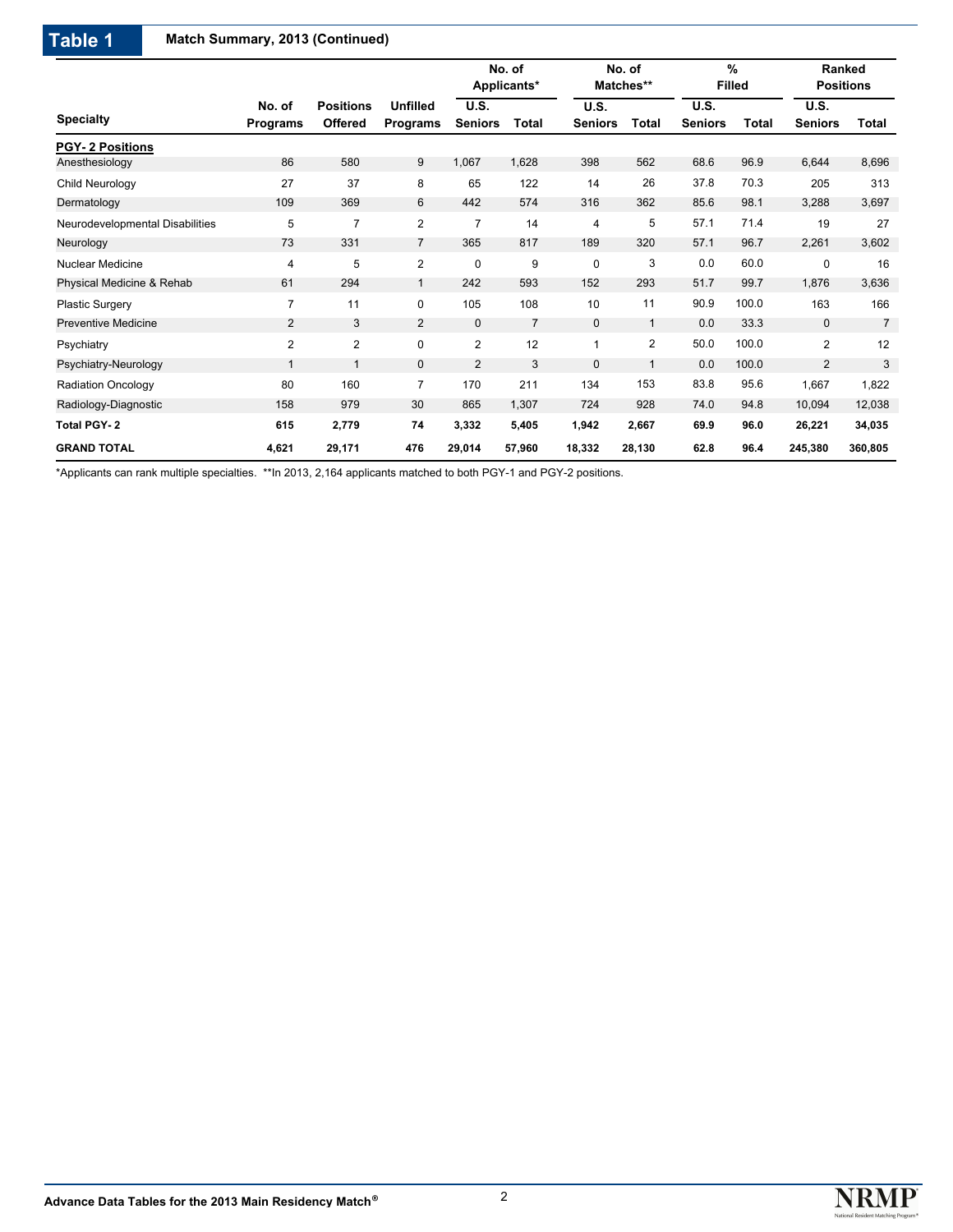## Table 1 Match Summary, 2013 (Continued)

| Specialty | No. of Programs | Positions Offered | Unfilled Programs | No. of Applicants* | | No. of Matches** | | % Filled | | Ranked Positions | |
|---|---|---|---|---|---|---|---|---|---|---|---|
| | | | | U.S. Seniors | Total | U.S. Seniors | Total | U.S. Seniors | Total | U.S. Seniors | Total |
| **PGY- 2 Positions** | | | | | | | | | | | |
| Anesthesiology | 86 | 580 | 9 | 1,067 | 1,628 | 398 | 562 | 68.6 | 96.9 | 6,644 | 8,696 |
| Child Neurology | 27 | 37 | 8 | 65 | 122 | 14 | 26 | 37.8 | 70.3 | 205 | 313 |
| Dermatology | 109 | 369 | 6 | 442 | 574 | 316 | 362 | 85.6 | 98.1 | 3,288 | 3,697 |
| Neurodevelopmental Disabilities | 5 | 7 | 2 | 7 | 14 | 4 | 5 | 57.1 | 71.4 | 19 | 27 |
| Neurology | 73 | 331 | 7 | 365 | 817 | 189 | 320 | 57.1 | 96.7 | 2,261 | 3,602 |
| Nuclear Medicine | 4 | 5 | 2 | 0 | 9 | 0 | 3 | 0.0 | 60.0 | 0 | 16 |
| Physical Medicine & Rehab | 61 | 294 | 1 | 242 | 593 | 152 | 293 | 51.7 | 99.7 | 1,876 | 3,636 |
| Plastic Surgery | 7 | 11 | 0 | 105 | 108 | 10 | 11 | 90.9 | 100.0 | 163 | 166 |
| Preventive Medicine | 2 | 3 | 2 | 0 | 7 | 0 | 1 | 0.0 | 33.3 | 0 | 7 |
| Psychiatry | 2 | 2 | 0 | 2 | 12 | 1 | 2 | 50.0 | 100.0 | 2 | 12 |
| Psychiatry-Neurology | 1 | 1 | 0 | 2 | 3 | 0 | 1 | 0.0 | 100.0 | 2 | 3 |
| Radiation Oncology | 80 | 160 | 7 | 170 | 211 | 134 | 153 | 83.8 | 95.6 | 1,667 | 1,822 |
| Radiology-Diagnostic | 158 | 979 | 30 | 865 | 1,307 | 724 | 928 | 74.0 | 94.8 | 10,094 | 12,038 |
| **Total PGY- 2** | **615** | **2,779** | **74** | **3,332** | **5,405** | **1,942** | **2,667** | **69.9** | **96.0** | **26,221** | **34,035** |
| **GRAND TOTAL** | **4,621** | **29,171** | **476** | **29,014** | **57,960** | **18,332** | **28,130** | **62.8** | **96.4** | **245,380** | **360,805** |

*Applicants can rank multiple specialties. **In 2013, 2,164 applicants matched to both PGY-1 and PGY-2 positions.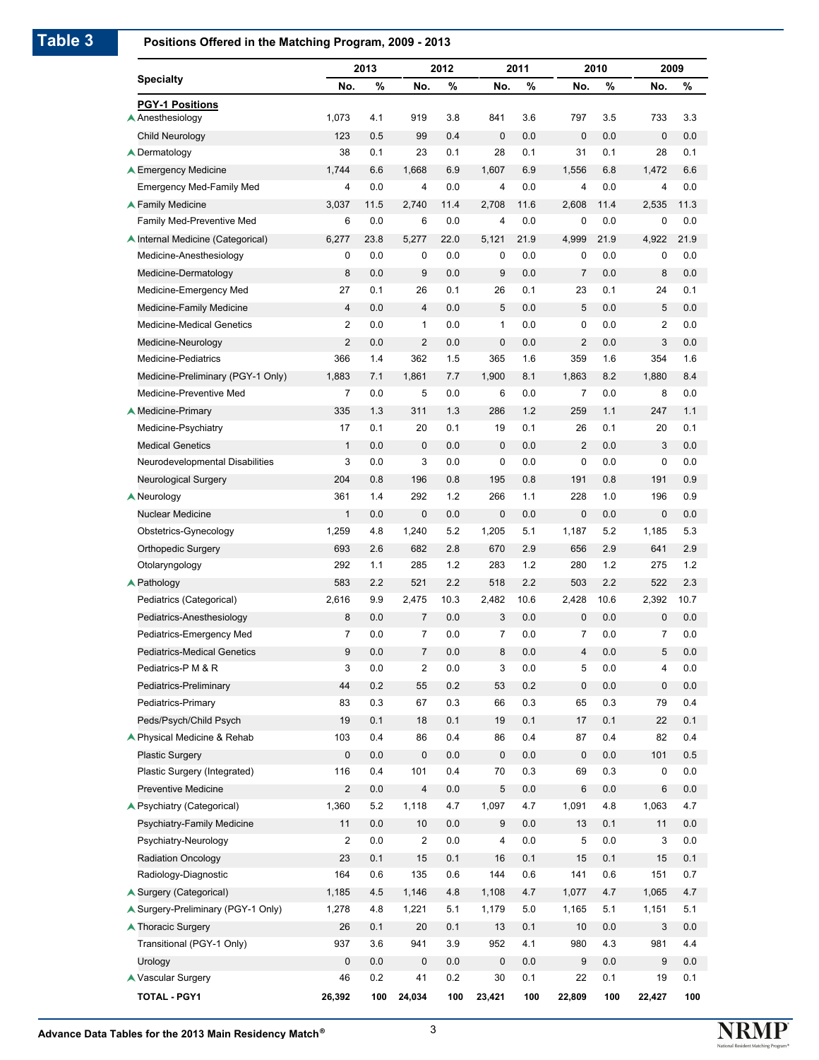# Table 3

**Positions Offered in the Matching Program, 2009 - 2013**

| Specialty | 2013 | | 2012 | | 2011 | | 2010 | | 2009 | |
|---|---|---|---|---|---|---|---|---|---|---|
| | No. | % | No. | % | No. | % | No. | % | No. | % |
| **PGY-1 Positions** | | | | | | | | | | |
| ▲ Anesthesiology | 1,073 | 4.1 | 919 | 3.8 | 841 | 3.6 | 797 | 3.5 | 733 | 3.3 |
| Child Neurology | 123 | 0.5 | 99 | 0.4 | 0 | 0.0 | 0 | 0.0 | 0 | 0.0 |
| ▲ Dermatology | 38 | 0.1 | 23 | 0.1 | 28 | 0.1 | 31 | 0.1 | 28 | 0.1 |
| ▲ Emergency Medicine | 1,744 | 6.6 | 1,668 | 6.9 | 1,607 | 6.9 | 1,556 | 6.8 | 1,472 | 6.6 |
| Emergency Med-Family Med | 4 | 0.0 | 4 | 0.0 | 4 | 0.0 | 4 | 0.0 | 4 | 0.0 |
| ▲ Family Medicine | 3,037 | 11.5 | 2,740 | 11.4 | 2,708 | 11.6 | 2,608 | 11.4 | 2,535 | 11.3 |
| Family Med-Preventive Med | 6 | 0.0 | 6 | 0.0 | 4 | 0.0 | 0 | 0.0 | 0 | 0.0 |
| ▲ Internal Medicine (Categorical) | 6,277 | 23.8 | 5,277 | 22.0 | 5,121 | 21.9 | 4,999 | 21.9 | 4,922 | 21.9 |
| Medicine-Anesthesiology | 0 | 0.0 | 0 | 0.0 | 0 | 0.0 | 0 | 0.0 | 0 | 0.0 |
| Medicine-Dermatology | 8 | 0.0 | 9 | 0.0 | 9 | 0.0 | 7 | 0.0 | 8 | 0.0 |
| Medicine-Emergency Med | 27 | 0.1 | 26 | 0.1 | 26 | 0.1 | 23 | 0.1 | 24 | 0.1 |
| Medicine-Family Medicine | 4 | 0.0 | 4 | 0.0 | 5 | 0.0 | 5 | 0.0 | 5 | 0.0 |
| Medicine-Medical Genetics | 2 | 0.0 | 1 | 0.0 | 1 | 0.0 | 0 | 0.0 | 2 | 0.0 |
| Medicine-Neurology | 2 | 0.0 | 2 | 0.0 | 0 | 0.0 | 2 | 0.0 | 3 | 0.0 |
| Medicine-Pediatrics | 366 | 1.4 | 362 | 1.5 | 365 | 1.6 | 359 | 1.6 | 354 | 1.6 |
| Medicine-Preliminary (PGY-1 Only) | 1,883 | 7.1 | 1,861 | 7.7 | 1,900 | 8.1 | 1,863 | 8.2 | 1,880 | 8.4 |
| Medicine-Preventive Med | 7 | 0.0 | 5 | 0.0 | 6 | 0.0 | 7 | 0.0 | 8 | 0.0 |
| ▲ Medicine-Primary | 335 | 1.3 | 311 | 1.3 | 286 | 1.2 | 259 | 1.1 | 247 | 1.1 |
| Medicine-Psychiatry | 17 | 0.1 | 20 | 0.1 | 19 | 0.1 | 26 | 0.1 | 20 | 0.1 |
| Medical Genetics | 1 | 0.0 | 0 | 0.0 | 0 | 0.0 | 2 | 0.0 | 3 | 0.0 |
| Neurodevelopmental Disabilities | 3 | 0.0 | 3 | 0.0 | 0 | 0.0 | 0 | 0.0 | 0 | 0.0 |
| Neurological Surgery | 204 | 0.8 | 196 | 0.8 | 195 | 0.8 | 191 | 0.8 | 191 | 0.9 |
| ▲ Neurology | 361 | 1.4 | 292 | 1.2 | 266 | 1.1 | 228 | 1.0 | 196 | 0.9 |
| Nuclear Medicine | 1 | 0.0 | 0 | 0.0 | 0 | 0.0 | 0 | 0.0 | 0 | 0.0 |
| Obstetrics-Gynecology | 1,259 | 4.8 | 1,240 | 5.2 | 1,205 | 5.1 | 1,187 | 5.2 | 1,185 | 5.3 |
| Orthopedic Surgery | 693 | 2.6 | 682 | 2.8 | 670 | 2.9 | 656 | 2.9 | 641 | 2.9 |
| Otolaryngology | 292 | 1.1 | 285 | 1.2 | 283 | 1.2 | 280 | 1.2 | 275 | 1.2 |
| ▲ Pathology | 583 | 2.2 | 521 | 2.2 | 518 | 2.2 | 503 | 2.2 | 522 | 2.3 |
| Pediatrics (Categorical) | 2,616 | 9.9 | 2,475 | 10.3 | 2,482 | 10.6 | 2,428 | 10.6 | 2,392 | 10.7 |
| Pediatrics-Anesthesiology | 8 | 0.0 | 7 | 0.0 | 3 | 0.0 | 0 | 0.0 | 0 | 0.0 |
| Pediatrics-Emergency Med | 7 | 0.0 | 7 | 0.0 | 7 | 0.0 | 7 | 0.0 | 7 | 0.0 |
| Pediatrics-Medical Genetics | 9 | 0.0 | 7 | 0.0 | 8 | 0.0 | 4 | 0.0 | 5 | 0.0 |
| Pediatrics-P M & R | 3 | 0.0 | 2 | 0.0 | 3 | 0.0 | 5 | 0.0 | 4 | 0.0 |
| Pediatrics-Preliminary | 44 | 0.2 | 55 | 0.2 | 53 | 0.2 | 0 | 0.0 | 0 | 0.0 |
| Pediatrics-Primary | 83 | 0.3 | 67 | 0.3 | 66 | 0.3 | 65 | 0.3 | 79 | 0.4 |
| Peds/Psych/Child Psych | 19 | 0.1 | 18 | 0.1 | 19 | 0.1 | 17 | 0.1 | 22 | 0.1 |
| ▲ Physical Medicine & Rehab | 103 | 0.4 | 86 | 0.4 | 86 | 0.4 | 87 | 0.4 | 82 | 0.4 |
| Plastic Surgery | 0 | 0.0 | 0 | 0.0 | 0 | 0.0 | 0 | 0.0 | 101 | 0.5 |
| Plastic Surgery (Integrated) | 116 | 0.4 | 101 | 0.4 | 70 | 0.3 | 69 | 0.3 | 0 | 0.0 |
| Preventive Medicine | 2 | 0.0 | 4 | 0.0 | 5 | 0.0 | 6 | 0.0 | 6 | 0.0 |
| ▲ Psychiatry (Categorical) | 1,360 | 5.2 | 1,118 | 4.7 | 1,097 | 4.7 | 1,091 | 4.8 | 1,063 | 4.7 |
| Psychiatry-Family Medicine | 11 | 0.0 | 10 | 0.0 | 9 | 0.0 | 13 | 0.1 | 11 | 0.0 |
| Psychiatry-Neurology | 2 | 0.0 | 2 | 0.0 | 4 | 0.0 | 5 | 0.0 | 3 | 0.0 |
| Radiation Oncology | 23 | 0.1 | 15 | 0.1 | 16 | 0.1 | 15 | 0.1 | 15 | 0.1 |
| Radiology-Diagnostic | 164 | 0.6 | 135 | 0.6 | 144 | 0.6 | 141 | 0.6 | 151 | 0.7 |
| ▲ Surgery (Categorical) | 1,185 | 4.5 | 1,146 | 4.8 | 1,108 | 4.7 | 1,077 | 4.7 | 1,065 | 4.7 |
| ▲ Surgery-Preliminary (PGY-1 Only) | 1,278 | 4.8 | 1,221 | 5.1 | 1,179 | 5.0 | 1,165 | 5.1 | 1,151 | 5.1 |
| ▲ Thoracic Surgery | 26 | 0.1 | 20 | 0.1 | 13 | 0.1 | 10 | 0.0 | 3 | 0.0 |
| Transitional (PGY-1 Only) | 937 | 3.6 | 941 | 3.9 | 952 | 4.1 | 980 | 4.3 | 981 | 4.4 |
| Urology | 0 | 0.0 | 0 | 0.0 | 0 | 0.0 | 9 | 0.0 | 9 | 0.0 |
| ▲ Vascular Surgery | 46 | 0.2 | 41 | 0.2 | 30 | 0.1 | 22 | 0.1 | 19 | 0.1 |
| **TOTAL - PGY1** | **26,392** | **100** | **24,034** | **100** | **23,421** | **100** | **22,809** | **100** | **22,427** | **100** |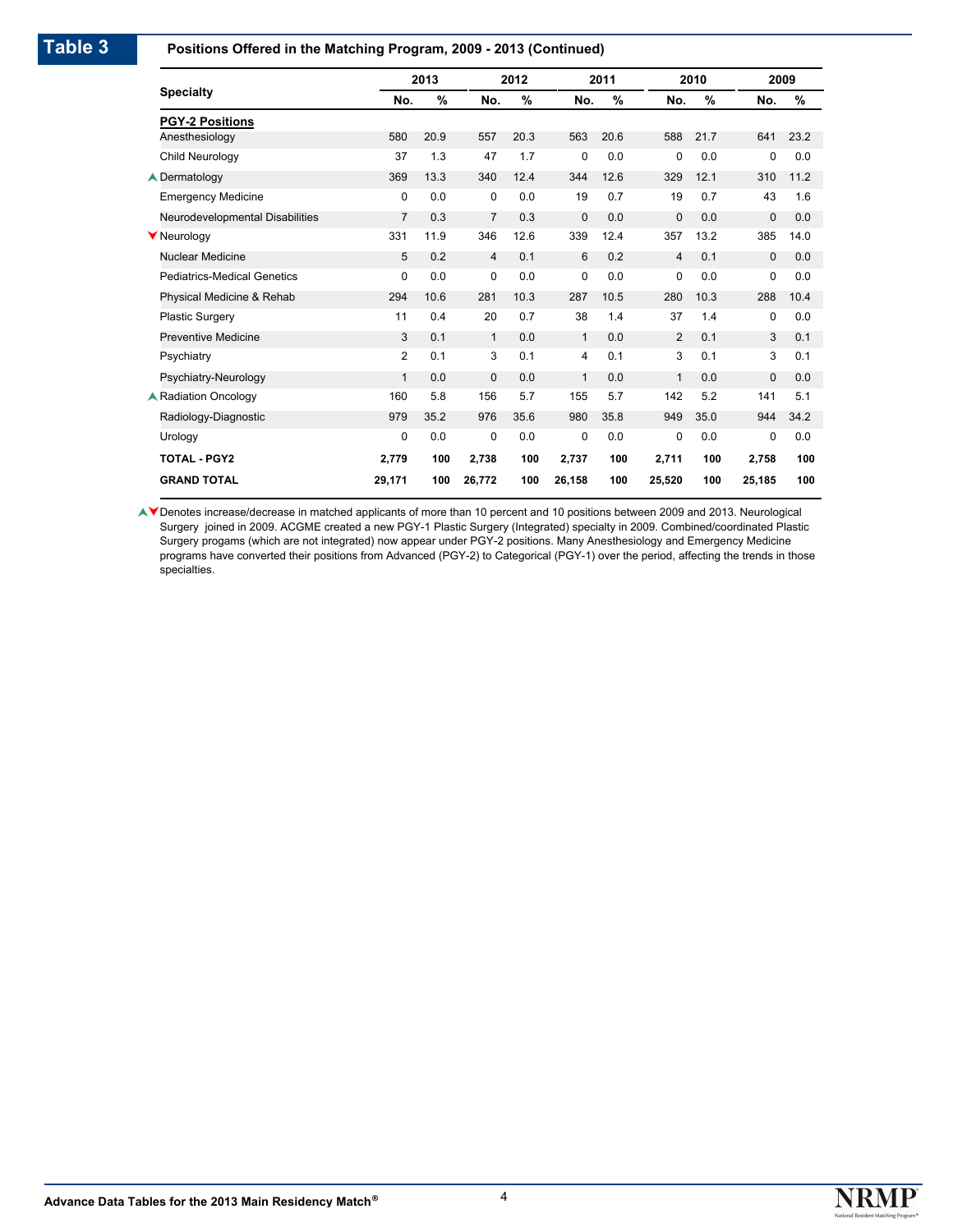## Table 3 Positions Offered in the Matching Program, 2009 - 2013 (Continued)

| Specialty | 2013 | | 2012 | | 2011 | | 2010 | | 2009 | |
|---|---|---|---|---|---|---|---|---|---|---|
| | No. | % | No. | % | No. | % | No. | % | No. | % |
| **PGY-2 Positions** | | | | | | | | | | |
| Anesthesiology | 580 | 20.9 | 557 | 20.3 | 563 | 20.6 | 588 | 21.7 | 641 | 23.2 |
| Child Neurology | 37 | 1.3 | 47 | 1.7 | 0 | 0.0 | 0 | 0.0 | 0 | 0.0 |
| ▲ Dermatology | 369 | 13.3 | 340 | 12.4 | 344 | 12.6 | 329 | 12.1 | 310 | 11.2 |
| Emergency Medicine | 0 | 0.0 | 0 | 0.0 | 19 | 0.7 | 19 | 0.7 | 43 | 1.6 |
| Neurodevelopmental Disabilities | 7 | 0.3 | 7 | 0.3 | 0 | 0.0 | 0 | 0.0 | 0 | 0.0 |
| ▼ Neurology | 331 | 11.9 | 346 | 12.6 | 339 | 12.4 | 357 | 13.2 | 385 | 14.0 |
| Nuclear Medicine | 5 | 0.2 | 4 | 0.1 | 6 | 0.2 | 4 | 0.1 | 0 | 0.0 |
| Pediatrics-Medical Genetics | 0 | 0.0 | 0 | 0.0 | 0 | 0.0 | 0 | 0.0 | 0 | 0.0 |
| Physical Medicine & Rehab | 294 | 10.6 | 281 | 10.3 | 287 | 10.5 | 280 | 10.3 | 288 | 10.4 |
| Plastic Surgery | 11 | 0.4 | 20 | 0.7 | 38 | 1.4 | 37 | 1.4 | 0 | 0.0 |
| Preventive Medicine | 3 | 0.1 | 1 | 0.0 | 1 | 0.0 | 2 | 0.1 | 3 | 0.1 |
| Psychiatry | 2 | 0.1 | 3 | 0.1 | 4 | 0.1 | 3 | 0.1 | 3 | 0.1 |
| Psychiatry-Neurology | 1 | 0.0 | 0 | 0.0 | 1 | 0.0 | 1 | 0.0 | 0 | 0.0 |
| ▲ Radiation Oncology | 160 | 5.8 | 156 | 5.7 | 155 | 5.7 | 142 | 5.2 | 141 | 5.1 |
| Radiology-Diagnostic | 979 | 35.2 | 976 | 35.6 | 980 | 35.8 | 949 | 35.0 | 944 | 34.2 |
| Urology | 0 | 0.0 | 0 | 0.0 | 0 | 0.0 | 0 | 0.0 | 0 | 0.0 |
| **TOTAL - PGY2** | **2,779** | **100** | **2,738** | **100** | **2,737** | **100** | **2,711** | **100** | **2,758** | **100** |
| **GRAND TOTAL** | **29,171** | **100** | **26,772** | **100** | **26,158** | **100** | **25,520** | **100** | **25,185** | **100** |

▲▼ Denotes increase/decrease in matched applicants of more than 10 percent and 10 positions between 2009 and 2013. Neurological Surgery joined in 2009. ACGME created a new PGY-1 Plastic Surgery (Integrated) specialty in 2009. Combined/coordinated Plastic Surgery progams (which are not integrated) now appear under PGY-2 positions. Many Anesthesiology and Emergency Medicine programs have converted their positions from Advanced (PGY-2) to Categorical (PGY-1) over the period, affecting the trends in those specialties.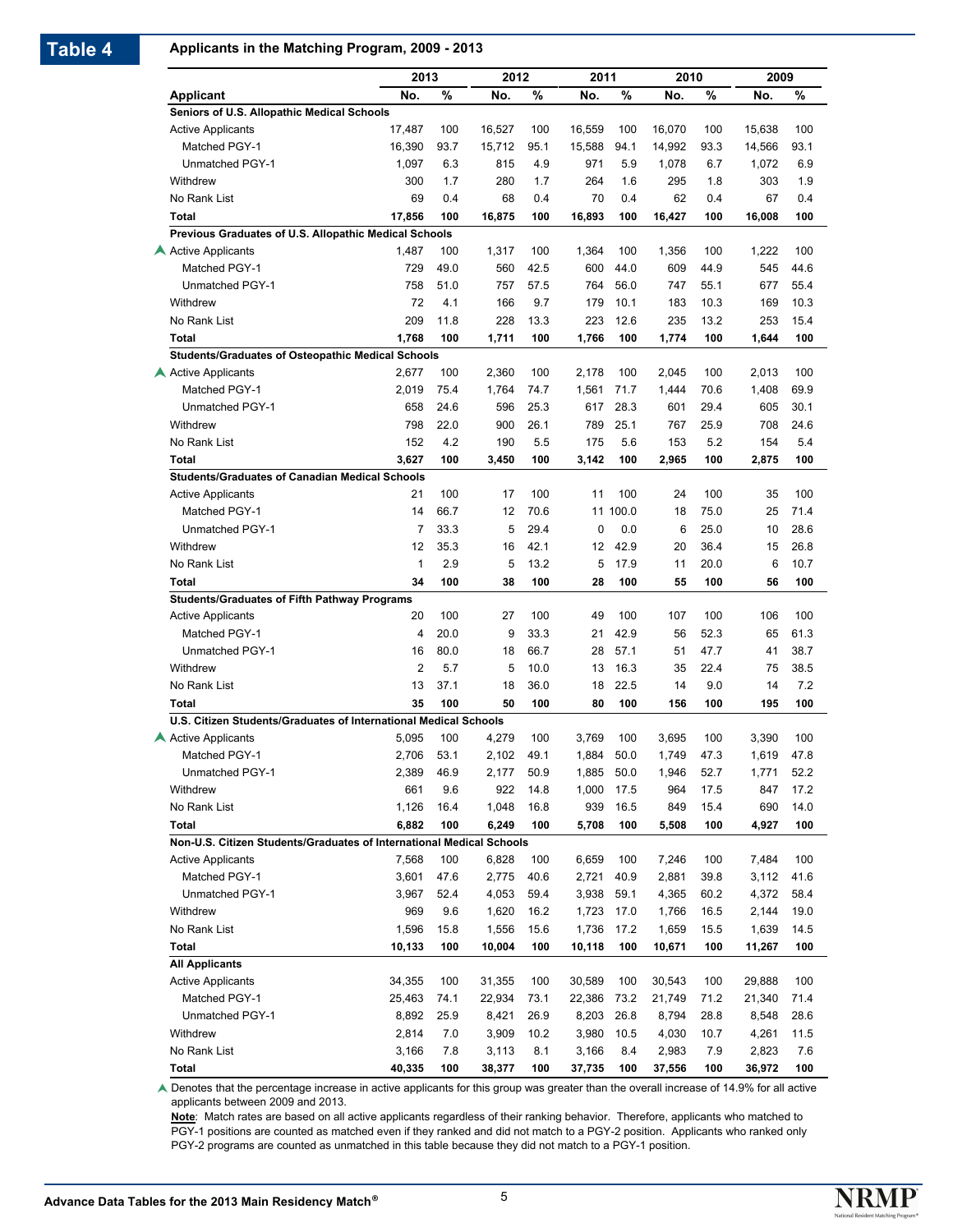## Table 4 Applicants in the Matching Program, 2009 - 2013

| Applicant | 2013 | | 2012 | | 2011 | | 2010 | | 2009 | |
|---|---|---|---|---|---|---|---|---|---|---|
| | No. | % | No. | % | No. | % | No. | % | No. | % |
| **Seniors of U.S. Allopathic Medical Schools** | | | | | | | | | | |
| Active Applicants | 17,487 | 100 | 16,527 | 100 | 16,559 | 100 | 16,070 | 100 | 15,638 | 100 |
| Matched PGY-1 | 16,390 | 93.7 | 15,712 | 95.1 | 15,588 | 94.1 | 14,992 | 93.3 | 14,566 | 93.1 |
| Unmatched PGY-1 | 1,097 | 6.3 | 815 | 4.9 | 971 | 5.9 | 1,078 | 6.7 | 1,072 | 6.9 |
| Withdrew | 300 | 1.7 | 280 | 1.7 | 264 | 1.6 | 295 | 1.8 | 303 | 1.9 |
| No Rank List | 69 | 0.4 | 68 | 0.4 | 70 | 0.4 | 62 | 0.4 | 67 | 0.4 |
| **Total** | **17,856** | **100** | **16,875** | **100** | **16,893** | **100** | **16,427** | **100** | **16,008** | **100** |
| **Previous Graduates of U.S. Allopathic Medical Schools** | | | | | | | | | | |
| ▲ Active Applicants | 1,487 | 100 | 1,317 | 100 | 1,364 | 100 | 1,356 | 100 | 1,222 | 100 |
| Matched PGY-1 | 729 | 49.0 | 560 | 42.5 | 600 | 44.0 | 609 | 44.9 | 545 | 44.6 |
| Unmatched PGY-1 | 758 | 51.0 | 757 | 57.5 | 764 | 56.0 | 747 | 55.1 | 677 | 55.4 |
| Withdrew | 72 | 4.1 | 166 | 9.7 | 179 | 10.1 | 183 | 10.3 | 169 | 10.3 |
| No Rank List | 209 | 11.8 | 228 | 13.3 | 223 | 12.6 | 235 | 13.2 | 253 | 15.4 |
| **Total** | **1,768** | **100** | **1,711** | **100** | **1,766** | **100** | **1,774** | **100** | **1,644** | **100** |
| **Students/Graduates of Osteopathic Medical Schools** | | | | | | | | | | |
| ▲ Active Applicants | 2,677 | 100 | 2,360 | 100 | 2,178 | 100 | 2,045 | 100 | 2,013 | 100 |
| Matched PGY-1 | 2,019 | 75.4 | 1,764 | 74.7 | 1,561 | 71.7 | 1,444 | 70.6 | 1,408 | 69.9 |
| Unmatched PGY-1 | 658 | 24.6 | 596 | 25.3 | 617 | 28.3 | 601 | 29.4 | 605 | 30.1 |
| Withdrew | 798 | 22.0 | 900 | 26.1 | 789 | 25.1 | 767 | 25.9 | 708 | 24.6 |
| No Rank List | 152 | 4.2 | 190 | 5.5 | 175 | 5.6 | 153 | 5.2 | 154 | 5.4 |
| **Total** | **3,627** | **100** | **3,450** | **100** | **3,142** | **100** | **2,965** | **100** | **2,875** | **100** |
| **Students/Graduates of Canadian Medical Schools** | | | | | | | | | | |
| Active Applicants | 21 | 100 | 17 | 100 | 11 | 100 | 24 | 100 | 35 | 100 |
| Matched PGY-1 | 14 | 66.7 | 12 | 70.6 | 11 | 100.0 | 18 | 75.0 | 25 | 71.4 |
| Unmatched PGY-1 | 7 | 33.3 | 5 | 29.4 | 0 | 0.0 | 6 | 25.0 | 10 | 28.6 |
| Withdrew | 12 | 35.3 | 16 | 42.1 | 12 | 42.9 | 20 | 36.4 | 15 | 26.8 |
| No Rank List | 1 | 2.9 | 5 | 13.2 | 5 | 17.9 | 11 | 20.0 | 6 | 10.7 |
| **Total** | **34** | **100** | **38** | **100** | **28** | **100** | **55** | **100** | **56** | **100** |
| **Students/Graduates of Fifth Pathway Programs** | | | | | | | | | | |
| Active Applicants | 20 | 100 | 27 | 100 | 49 | 100 | 107 | 100 | 106 | 100 |
| Matched PGY-1 | 4 | 20.0 | 9 | 33.3 | 21 | 42.9 | 56 | 52.3 | 65 | 61.3 |
| Unmatched PGY-1 | 16 | 80.0 | 18 | 66.7 | 28 | 57.1 | 51 | 47.7 | 41 | 38.7 |
| Withdrew | 2 | 5.7 | 5 | 10.0 | 13 | 16.3 | 35 | 22.4 | 75 | 38.5 |
| No Rank List | 13 | 37.1 | 18 | 36.0 | 18 | 22.5 | 14 | 9.0 | 14 | 7.2 |
| **Total** | **35** | **100** | **50** | **100** | **80** | **100** | **156** | **100** | **195** | **100** |
| **U.S. Citizen Students/Graduates of International Medical Schools** | | | | | | | | | | |
| ▲ Active Applicants | 5,095 | 100 | 4,279 | 100 | 3,769 | 100 | 3,695 | 100 | 3,390 | 100 |
| Matched PGY-1 | 2,706 | 53.1 | 2,102 | 49.1 | 1,884 | 50.0 | 1,749 | 47.3 | 1,619 | 47.8 |
| Unmatched PGY-1 | 2,389 | 46.9 | 2,177 | 50.9 | 1,885 | 50.0 | 1,946 | 52.7 | 1,771 | 52.2 |
| Withdrew | 661 | 9.6 | 922 | 14.8 | 1,000 | 17.5 | 964 | 17.5 | 847 | 17.2 |
| No Rank List | 1,126 | 16.4 | 1,048 | 16.8 | 939 | 16.5 | 849 | 15.4 | 690 | 14.0 |
| **Total** | **6,882** | **100** | **6,249** | **100** | **5,708** | **100** | **5,508** | **100** | **4,927** | **100** |
| **Non-U.S. Citizen Students/Graduates of International Medical Schools** | | | | | | | | | | |
| Active Applicants | 7,568 | 100 | 6,828 | 100 | 6,659 | 100 | 7,246 | 100 | 7,484 | 100 |
| Matched PGY-1 | 3,601 | 47.6 | 2,775 | 40.6 | 2,721 | 40.9 | 2,881 | 39.8 | 3,112 | 41.6 |
| Unmatched PGY-1 | 3,967 | 52.4 | 4,053 | 59.4 | 3,938 | 59.1 | 4,365 | 60.2 | 4,372 | 58.4 |
| Withdrew | 969 | 9.6 | 1,620 | 16.2 | 1,723 | 17.0 | 1,766 | 16.5 | 2,144 | 19.0 |
| No Rank List | 1,596 | 15.8 | 1,556 | 15.6 | 1,736 | 17.2 | 1,659 | 15.5 | 1,639 | 14.5 |
| **Total** | **10,133** | **100** | **10,004** | **100** | **10,118** | **100** | **10,671** | **100** | **11,267** | **100** |
| **All Applicants** | | | | | | | | | | |
| Active Applicants | 34,355 | 100 | 31,355 | 100 | 30,589 | 100 | 30,543 | 100 | 29,888 | 100 |
| Matched PGY-1 | 25,463 | 74.1 | 22,934 | 73.1 | 22,386 | 73.2 | 21,749 | 71.2 | 21,340 | 71.4 |
| Unmatched PGY-1 | 8,892 | 25.9 | 8,421 | 26.9 | 8,203 | 26.8 | 8,794 | 28.8 | 8,548 | 28.6 |
| Withdrew | 2,814 | 7.0 | 3,909 | 10.2 | 3,980 | 10.5 | 4,030 | 10.7 | 4,261 | 11.5 |
| No Rank List | 3,166 | 7.8 | 3,113 | 8.1 | 3,166 | 8.4 | 2,983 | 7.9 | 2,823 | 7.6 |
| **Total** | **40,335** | **100** | **38,377** | **100** | **37,735** | **100** | **37,556** | **100** | **36,972** | **100** |

▲ Denotes that the percentage increase in active applicants for this group was greater than the overall increase of 14.9% for all active applicants between 2009 and 2013.

**Note**: Match rates are based on all active applicants regardless of their ranking behavior. Therefore, applicants who matched to PGY-1 positions are counted as matched even if they ranked and did not match to a PGY-2 position. Applicants who ranked only PGY-2 programs are counted as unmatched in this table because they did not match to a PGY-1 position.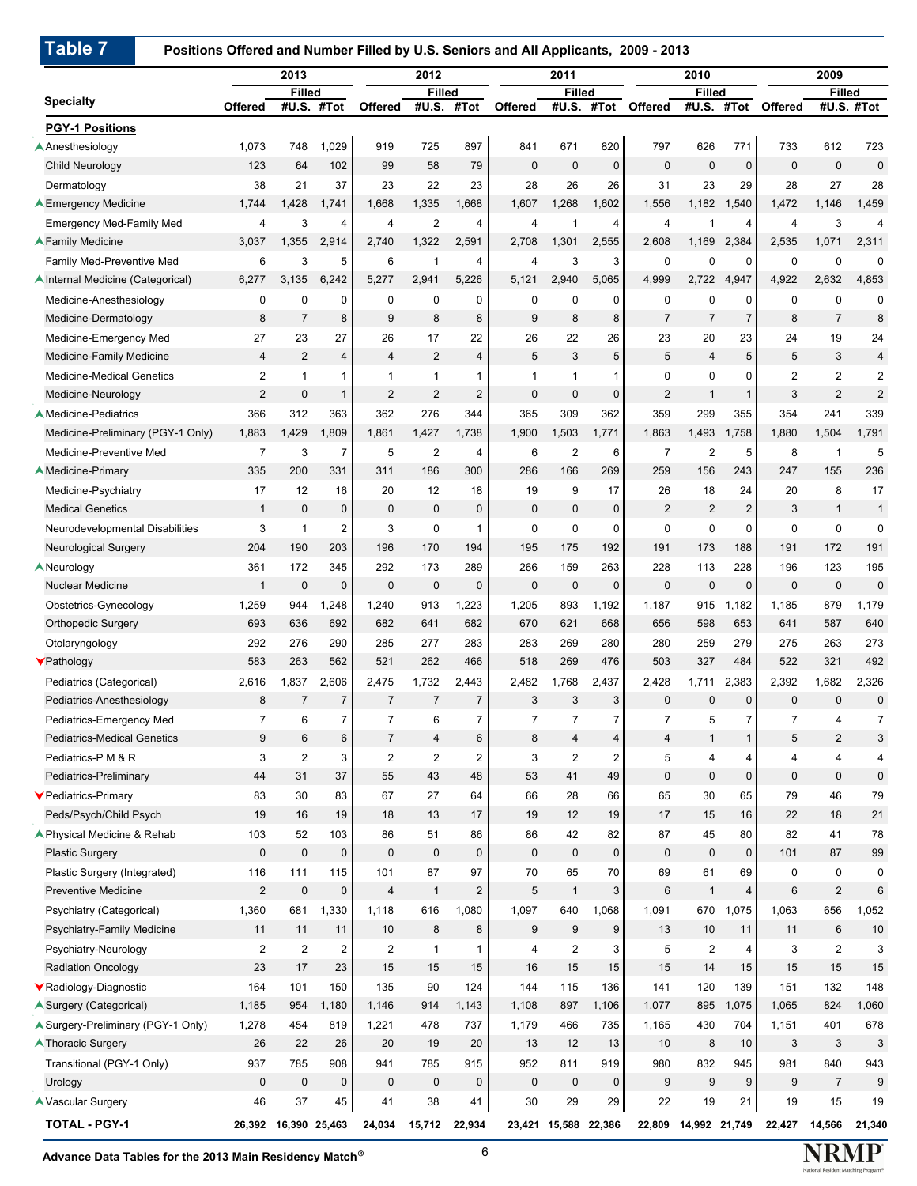## Table 7 Positions Offered and Number Filled by U.S. Seniors and All Applicants, 2009 - 2013

| Specialty | 2013 | | | 2012 | | | 2011 | | | 2010 | | | 2009 | | |
|---|---|---|---|---|---|---|---|---|---|---|---|---|---|---|---|
| | | Filled | | | Filled | | | Filled | | | Filled | | | Filled | |
| | Offered | #U.S. | #Tot | Offered | #U.S. | #Tot | Offered | #U.S. | #Tot | Offered | #U.S. | #Tot | Offered | #U.S. | #Tot |
| **PGY-1 Positions** | | | | | | | | | | | | | | | |
| ▲Anesthesiology | 1,073 | 748 | 1,029 | 919 | 725 | 897 | 841 | 671 | 820 | 797 | 626 | 771 | 733 | 612 | 723 |
| Child Neurology | 123 | 64 | 102 | 99 | 58 | 79 | 0 | 0 | 0 | 0 | 0 | 0 | 0 | 0 | 0 |
| Dermatology | 38 | 21 | 37 | 23 | 22 | 23 | 28 | 26 | 26 | 31 | 23 | 29 | 28 | 27 | 28 |
| ▲Emergency Medicine | 1,744 | 1,428 | 1,741 | 1,668 | 1,335 | 1,668 | 1,607 | 1,268 | 1,602 | 1,556 | 1,182 | 1,540 | 1,472 | 1,146 | 1,459 |
| Emergency Med-Family Med | 4 | 3 | 4 | 4 | 2 | 4 | 4 | 1 | 4 | 4 | 1 | 4 | 4 | 3 | 4 |
| ▲Family Medicine | 3,037 | 1,355 | 2,914 | 2,740 | 1,322 | 2,591 | 2,708 | 1,301 | 2,555 | 2,608 | 1,169 | 2,384 | 2,535 | 1,071 | 2,311 |
| Family Med-Preventive Med | 6 | 3 | 5 | 6 | 1 | 4 | 4 | 3 | 3 | 0 | 0 | 0 | 0 | 0 | 0 |
| ▲Internal Medicine (Categorical) | 6,277 | 3,135 | 6,242 | 5,277 | 2,941 | 5,226 | 5,121 | 2,940 | 5,065 | 4,999 | 2,722 | 4,947 | 4,922 | 2,632 | 4,853 |
| Medicine-Anesthesiology | 0 | 0 | 0 | 0 | 0 | 0 | 0 | 0 | 0 | 0 | 0 | 0 | 0 | 0 | 0 |
| Medicine-Dermatology | 8 | 7 | 8 | 9 | 8 | 8 | 9 | 8 | 8 | 7 | 7 | 7 | 8 | 7 | 8 |
| Medicine-Emergency Med | 27 | 23 | 27 | 26 | 17 | 22 | 26 | 22 | 26 | 23 | 20 | 23 | 24 | 19 | 24 |
| Medicine-Family Medicine | 4 | 2 | 4 | 4 | 2 | 4 | 5 | 3 | 5 | 5 | 4 | 5 | 5 | 3 | 4 |
| Medicine-Medical Genetics | 2 | 1 | 1 | 1 | 1 | 1 | 1 | 1 | 1 | 0 | 0 | 0 | 2 | 2 | 2 |
| Medicine-Neurology | 2 | 0 | 1 | 2 | 2 | 2 | 0 | 0 | 0 | 2 | 1 | 1 | 3 | 2 | 2 |
| ▲Medicine-Pediatrics | 366 | 312 | 363 | 362 | 276 | 344 | 365 | 309 | 362 | 359 | 299 | 355 | 354 | 241 | 339 |
| Medicine-Preliminary (PGY-1 Only) | 1,883 | 1,429 | 1,809 | 1,861 | 1,427 | 1,738 | 1,900 | 1,503 | 1,771 | 1,863 | 1,493 | 1,758 | 1,880 | 1,504 | 1,791 |
| Medicine-Preventive Med | 7 | 3 | 7 | 5 | 2 | 4 | 6 | 2 | 6 | 7 | 2 | 5 | 8 | 1 | 5 |
| ▲Medicine-Primary | 335 | 200 | 331 | 311 | 186 | 300 | 286 | 166 | 269 | 259 | 156 | 243 | 247 | 155 | 236 |
| Medicine-Psychiatry | 17 | 12 | 16 | 20 | 12 | 18 | 19 | 9 | 17 | 26 | 18 | 24 | 20 | 8 | 17 |
| Medical Genetics | 1 | 0 | 0 | 0 | 0 | 0 | 0 | 0 | 0 | 2 | 2 | 2 | 3 | 1 | 1 |
| Neurodevelopmental Disabilities | 3 | 1 | 2 | 3 | 0 | 1 | 0 | 0 | 0 | 0 | 0 | 0 | 0 | 0 | 0 |
| Neurological Surgery | 204 | 190 | 203 | 196 | 170 | 194 | 195 | 175 | 192 | 191 | 173 | 188 | 191 | 172 | 191 |
| ▲Neurology | 361 | 172 | 345 | 292 | 173 | 289 | 266 | 159 | 263 | 228 | 113 | 228 | 196 | 123 | 195 |
| Nuclear Medicine | 1 | 0 | 0 | 0 | 0 | 0 | 0 | 0 | 0 | 0 | 0 | 0 | 0 | 0 | 0 |
| Obstetrics-Gynecology | 1,259 | 944 | 1,248 | 1,240 | 913 | 1,223 | 1,205 | 893 | 1,192 | 1,187 | 915 | 1,182 | 1,185 | 879 | 1,179 |
| Orthopedic Surgery | 693 | 636 | 692 | 682 | 641 | 682 | 670 | 621 | 668 | 656 | 598 | 653 | 641 | 587 | 640 |
| Otolaryngology | 292 | 276 | 290 | 285 | 277 | 283 | 283 | 269 | 280 | 280 | 259 | 279 | 275 | 263 | 273 |
| ▼Pathology | 583 | 263 | 562 | 521 | 262 | 466 | 518 | 269 | 476 | 503 | 327 | 484 | 522 | 321 | 492 |
| Pediatrics (Categorical) | 2,616 | 1,837 | 2,606 | 2,475 | 1,732 | 2,443 | 2,482 | 1,768 | 2,437 | 2,428 | 1,711 | 2,383 | 2,392 | 1,682 | 2,326 |
| Pediatrics-Anesthesiology | 8 | 7 | 7 | 7 | 7 | 7 | 3 | 3 | 3 | 0 | 0 | 0 | 0 | 0 | 0 |
| Pediatrics-Emergency Med | 7 | 6 | 7 | 7 | 6 | 7 | 7 | 7 | 7 | 7 | 5 | 7 | 7 | 4 | 7 |
| Pediatrics-Medical Genetics | 9 | 6 | 6 | 7 | 4 | 6 | 8 | 4 | 4 | 4 | 1 | 1 | 5 | 2 | 3 |
| Pediatrics-P M & R | 3 | 2 | 3 | 2 | 2 | 2 | 3 | 2 | 2 | 5 | 4 | 4 | 4 | 4 | 4 |
| Pediatrics-Preliminary | 44 | 31 | 37 | 55 | 43 | 48 | 53 | 41 | 49 | 0 | 0 | 0 | 0 | 0 | 0 |
| ▼Pediatrics-Primary | 83 | 30 | 83 | 67 | 27 | 64 | 66 | 28 | 66 | 65 | 30 | 65 | 79 | 46 | 79 |
| Peds/Psych/Child Psych | 19 | 16 | 19 | 18 | 13 | 17 | 19 | 12 | 19 | 17 | 15 | 16 | 22 | 18 | 21 |
| ▲Physical Medicine & Rehab | 103 | 52 | 103 | 86 | 51 | 86 | 86 | 42 | 82 | 87 | 45 | 80 | 82 | 41 | 78 |
| Plastic Surgery | 0 | 0 | 0 | 0 | 0 | 0 | 0 | 0 | 0 | 0 | 0 | 0 | 101 | 87 | 99 |
| Plastic Surgery (Integrated) | 116 | 111 | 115 | 101 | 87 | 97 | 70 | 65 | 70 | 69 | 61 | 69 | 0 | 0 | 0 |
| Preventive Medicine | 2 | 0 | 0 | 4 | 1 | 2 | 5 | 1 | 3 | 6 | 1 | 4 | 6 | 2 | 6 |
| Psychiatry (Categorical) | 1,360 | 681 | 1,330 | 1,118 | 616 | 1,080 | 1,097 | 640 | 1,068 | 1,091 | 670 | 1,075 | 1,063 | 656 | 1,052 |
| Psychiatry-Family Medicine | 11 | 11 | 11 | 10 | 8 | 8 | 9 | 9 | 9 | 13 | 10 | 11 | 11 | 6 | 10 |
| Psychiatry-Neurology | 2 | 2 | 2 | 2 | 1 | 1 | 4 | 2 | 3 | 5 | 2 | 4 | 3 | 2 | 3 |
| Radiation Oncology | 23 | 17 | 23 | 15 | 15 | 15 | 16 | 15 | 15 | 15 | 14 | 15 | 15 | 15 | 15 |
| ▼Radiology-Diagnostic | 164 | 101 | 150 | 135 | 90 | 124 | 144 | 115 | 136 | 141 | 120 | 139 | 151 | 132 | 148 |
| ▲Surgery (Categorical) | 1,185 | 954 | 1,180 | 1,146 | 914 | 1,143 | 1,108 | 897 | 1,106 | 1,077 | 895 | 1,075 | 1,065 | 824 | 1,060 |
| ▲Surgery-Preliminary (PGY-1 Only) | 1,278 | 454 | 819 | 1,221 | 478 | 737 | 1,179 | 466 | 735 | 1,165 | 430 | 704 | 1,151 | 401 | 678 |
| ▲Thoracic Surgery | 26 | 22 | 26 | 20 | 19 | 20 | 13 | 12 | 13 | 10 | 8 | 10 | 3 | 3 | 3 |
| Transitional (PGY-1 Only) | 937 | 785 | 908 | 941 | 785 | 915 | 952 | 811 | 919 | 980 | 832 | 945 | 981 | 840 | 943 |
| Urology | 0 | 0 | 0 | 0 | 0 | 0 | 0 | 0 | 0 | 9 | 9 | 9 | 9 | 7 | 9 |
| ▲Vascular Surgery | 46 | 37 | 45 | 41 | 38 | 41 | 30 | 29 | 29 | 22 | 19 | 21 | 19 | 15 | 19 |
| **TOTAL - PGY-1** | **26,392** | **16,390** | **25,463** | **24,034** | **15,712** | **22,934** | **23,421** | **15,588** | **22,386** | **22,809** | **14,992** | **21,749** | **22,427** | **14,566** | **21,340** |

Advance Data Tables for the 2013 Main Residency Match®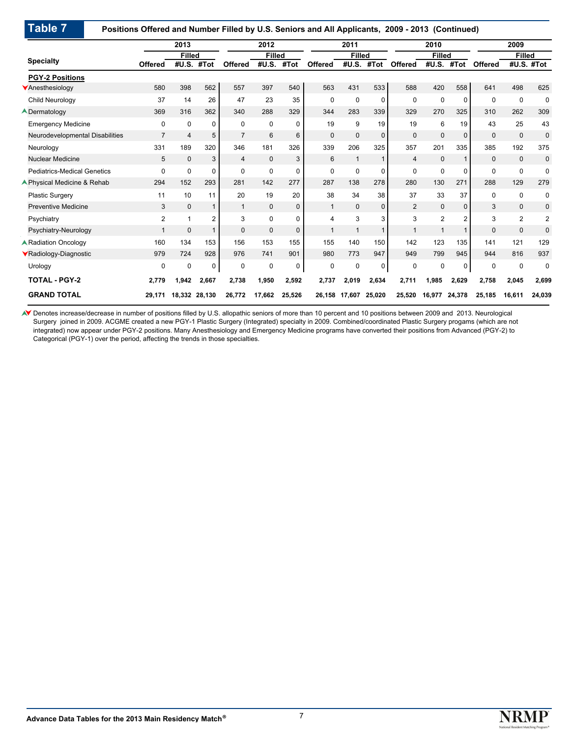## Table 7 Positions Offered and Number Filled by U.S. Seniors and All Applicants, 2009 - 2013 (Continued)

| Specialty | 2013 | | | 2012 | | | 2011 | | | 2010 | | | 2009 | | |
|---|---|---|---|---|---|---|---|---|---|---|---|---|---|---|---|
| | | Filled | | | Filled | | | Filled | | | Filled | | | Filled | |
| | Offered | #U.S. | #Tot | Offered | #U.S. | #Tot | Offered | #U.S. | #Tot | Offered | #U.S. | #Tot | Offered | #U.S. | #Tot |
| **PGY-2 Positions** | | | | | | | | | | | | | | | |
| ▼Anesthesiology | 580 | 398 | 562 | 557 | 397 | 540 | 563 | 431 | 533 | 588 | 420 | 558 | 641 | 498 | 625 |
| Child Neurology | 37 | 14 | 26 | 47 | 23 | 35 | 0 | 0 | 0 | 0 | 0 | 0 | 0 | 0 | 0 |
| ▲Dermatology | 369 | 316 | 362 | 340 | 288 | 329 | 344 | 283 | 339 | 329 | 270 | 325 | 310 | 262 | 309 |
| Emergency Medicine | 0 | 0 | 0 | 0 | 0 | 0 | 19 | 9 | 19 | 19 | 6 | 19 | 43 | 25 | 43 |
| Neurodevelopmental Disabilities | 7 | 4 | 5 | 7 | 6 | 6 | 0 | 0 | 0 | 0 | 0 | 0 | 0 | 0 | 0 |
| Neurology | 331 | 189 | 320 | 346 | 181 | 326 | 339 | 206 | 325 | 357 | 201 | 335 | 385 | 192 | 375 |
| Nuclear Medicine | 5 | 0 | 3 | 4 | 0 | 3 | 6 | 1 | 1 | 4 | 0 | 1 | 0 | 0 | 0 |
| Pediatrics-Medical Genetics | 0 | 0 | 0 | 0 | 0 | 0 | 0 | 0 | 0 | 0 | 0 | 0 | 0 | 0 | 0 |
| ▲Physical Medicine & Rehab | 294 | 152 | 293 | 281 | 142 | 277 | 287 | 138 | 278 | 280 | 130 | 271 | 288 | 129 | 279 |
| Plastic Surgery | 11 | 10 | 11 | 20 | 19 | 20 | 38 | 34 | 38 | 37 | 33 | 37 | 0 | 0 | 0 |
| Preventive Medicine | 3 | 0 | 1 | 1 | 0 | 0 | 1 | 0 | 0 | 2 | 0 | 0 | 3 | 0 | 0 |
| Psychiatry | 2 | 1 | 2 | 3 | 0 | 0 | 4 | 3 | 3 | 3 | 2 | 2 | 3 | 2 | 2 |
| Psychiatry-Neurology | 1 | 0 | 1 | 0 | 0 | 0 | 1 | 1 | 1 | 1 | 1 | 1 | 0 | 0 | 0 |
| ▲Radiation Oncology | 160 | 134 | 153 | 156 | 153 | 155 | 155 | 140 | 150 | 142 | 123 | 135 | 141 | 121 | 129 |
| ▼Radiology-Diagnostic | 979 | 724 | 928 | 976 | 741 | 901 | 980 | 773 | 947 | 949 | 799 | 945 | 944 | 816 | 937 |
| Urology | 0 | 0 | 0 | 0 | 0 | 0 | 0 | 0 | 0 | 0 | 0 | 0 | 0 | 0 | 0 |
| **TOTAL - PGY-2** | **2,779** | **1,942** | **2,667** | **2,738** | **1,950** | **2,592** | **2,737** | **2,019** | **2,634** | **2,711** | **1,985** | **2,629** | **2,758** | **2,045** | **2,699** |
| **GRAND TOTAL** | **29,171** | **18,332** | **28,130** | **26,772** | **17,662** | **25,526** | **26,158** | **17,607** | **25,020** | **25,520** | **16,977** | **24,378** | **25,185** | **16,611** | **24,039** |

▲▼ Denotes increase/decrease in number of positions filled by U.S. allopathic seniors of more than 10 percent and 10 positions between 2009 and 2013. Neurological Surgery joined in 2009. ACGME created a new PGY-1 Plastic Surgery (Integrated) specialty in 2009. Combined/coordinated Plastic Surgery progams (which are not integrated) now appear under PGY-2 positions. Many Anesthesiology and Emergency Medicine programs have converted their positions from Advanced (PGY-2) to Categorical (PGY-1) over the period, affecting the trends in those specialties.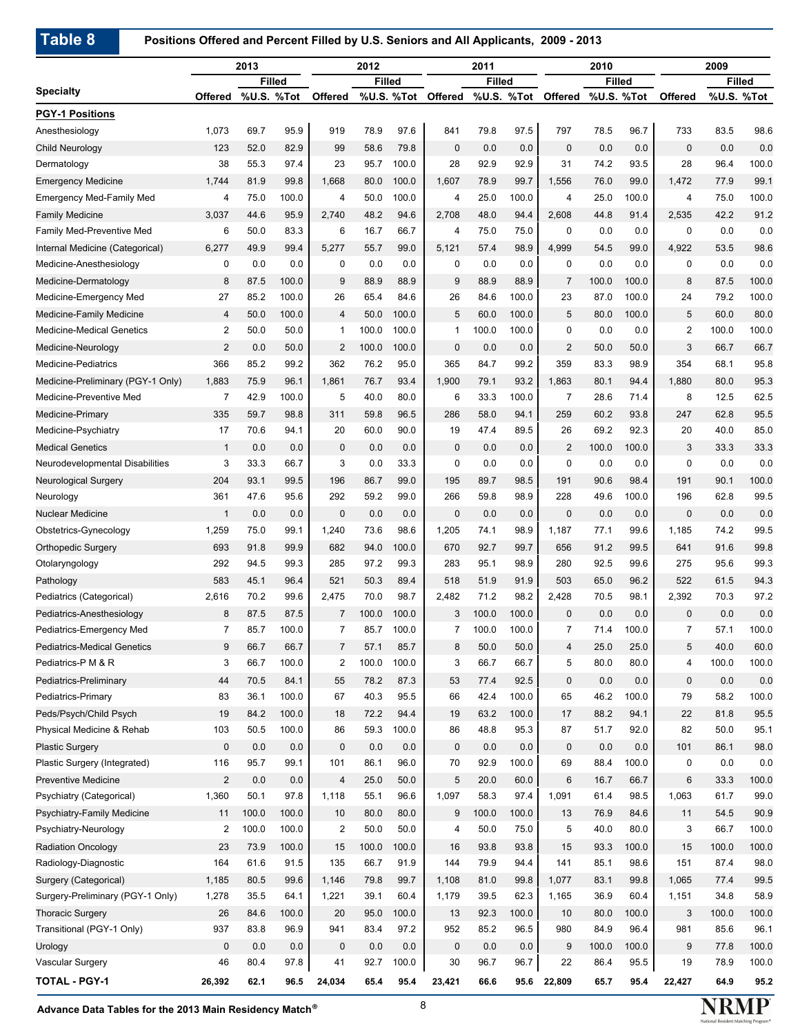## Table 8 Positions Offered and Percent Filled by U.S. Seniors and All Applicants, 2009 - 2013

| Specialty | 2013 | | | 2012 | | | 2011 | | | 2010 | | | 2009 | | |
|---|---|---|---|---|---|---|---|---|---|---|---|---|---|---|---|
| | | Filled | | | Filled | | | Filled | | | Filled | | | Filled | |
| | Offered | %U.S. | %Tot | Offered | %U.S. | %Tot | Offered | %U.S. | %Tot | Offered | %U.S. | %Tot | Offered | %U.S. | %Tot |
| **PGY-1 Positions** | | | | | | | | | | | | | | | |
| Anesthesiology | 1,073 | 69.7 | 95.9 | 919 | 78.9 | 97.6 | 841 | 79.8 | 97.5 | 797 | 78.5 | 96.7 | 733 | 83.5 | 98.6 |
| Child Neurology | 123 | 52.0 | 82.9 | 99 | 58.6 | 79.8 | 0 | 0.0 | 0.0 | 0 | 0.0 | 0.0 | 0 | 0.0 | 0.0 |
| Dermatology | 38 | 55.3 | 97.4 | 23 | 95.7 | 100.0 | 28 | 92.9 | 92.9 | 31 | 74.2 | 93.5 | 28 | 96.4 | 100.0 |
| Emergency Medicine | 1,744 | 81.9 | 99.8 | 1,668 | 80.0 | 100.0 | 1,607 | 78.9 | 99.7 | 1,556 | 76.0 | 99.0 | 1,472 | 77.9 | 99.1 |
| Emergency Med-Family Med | 4 | 75.0 | 100.0 | 4 | 50.0 | 100.0 | 4 | 25.0 | 100.0 | 4 | 25.0 | 100.0 | 4 | 75.0 | 100.0 |
| Family Medicine | 3,037 | 44.6 | 95.9 | 2,740 | 48.2 | 94.6 | 2,708 | 48.0 | 94.4 | 2,608 | 44.8 | 91.4 | 2,535 | 42.2 | 91.2 |
| Family Med-Preventive Med | 6 | 50.0 | 83.3 | 6 | 16.7 | 66.7 | 4 | 75.0 | 75.0 | 0 | 0.0 | 0.0 | 0 | 0.0 | 0.0 |
| Internal Medicine (Categorical) | 6,277 | 49.9 | 99.4 | 5,277 | 55.7 | 99.0 | 5,121 | 57.4 | 98.9 | 4,999 | 54.5 | 99.0 | 4,922 | 53.5 | 98.6 |
| Medicine-Anesthesiology | 0 | 0.0 | 0.0 | 0 | 0.0 | 0.0 | 0 | 0.0 | 0.0 | 0 | 0.0 | 0.0 | 0 | 0.0 | 0.0 |
| Medicine-Dermatology | 8 | 87.5 | 100.0 | 9 | 88.9 | 88.9 | 9 | 88.9 | 88.9 | 7 | 100.0 | 100.0 | 8 | 87.5 | 100.0 |
| Medicine-Emergency Med | 27 | 85.2 | 100.0 | 26 | 65.4 | 84.6 | 26 | 84.6 | 100.0 | 23 | 87.0 | 100.0 | 24 | 79.2 | 100.0 |
| Medicine-Family Medicine | 4 | 50.0 | 100.0 | 4 | 50.0 | 100.0 | 5 | 60.0 | 100.0 | 5 | 80.0 | 100.0 | 5 | 60.0 | 80.0 |
| Medicine-Medical Genetics | 2 | 50.0 | 50.0 | 1 | 100.0 | 100.0 | 1 | 100.0 | 100.0 | 0 | 0.0 | 0.0 | 2 | 100.0 | 100.0 |
| Medicine-Neurology | 2 | 0.0 | 50.0 | 2 | 100.0 | 100.0 | 0 | 0.0 | 0.0 | 2 | 50.0 | 50.0 | 3 | 66.7 | 66.7 |
| Medicine-Pediatrics | 366 | 85.2 | 99.2 | 362 | 76.2 | 95.0 | 365 | 84.7 | 99.2 | 359 | 83.3 | 98.9 | 354 | 68.1 | 95.8 |
| Medicine-Preliminary (PGY-1 Only) | 1,883 | 75.9 | 96.1 | 1,861 | 76.7 | 93.4 | 1,900 | 79.1 | 93.2 | 1,863 | 80.1 | 94.4 | 1,880 | 80.0 | 95.3 |
| Medicine-Preventive Med | 7 | 42.9 | 100.0 | 5 | 40.0 | 80.0 | 6 | 33.3 | 100.0 | 7 | 28.6 | 71.4 | 8 | 12.5 | 62.5 |
| Medicine-Primary | 335 | 59.7 | 98.8 | 311 | 59.8 | 96.5 | 286 | 58.0 | 94.1 | 259 | 60.2 | 93.8 | 247 | 62.8 | 95.5 |
| Medicine-Psychiatry | 17 | 70.6 | 94.1 | 20 | 60.0 | 90.0 | 19 | 47.4 | 89.5 | 26 | 69.2 | 92.3 | 20 | 40.0 | 85.0 |
| Medical Genetics | 1 | 0.0 | 0.0 | 0 | 0.0 | 0.0 | 0 | 0.0 | 0.0 | 2 | 100.0 | 100.0 | 3 | 33.3 | 33.3 |
| Neurodevelopmental Disabilities | 3 | 33.3 | 66.7 | 3 | 0.0 | 33.3 | 0 | 0.0 | 0.0 | 0 | 0.0 | 0.0 | 0 | 0.0 | 0.0 |
| Neurological Surgery | 204 | 93.1 | 99.5 | 196 | 86.7 | 99.0 | 195 | 89.7 | 98.5 | 191 | 90.6 | 98.4 | 191 | 90.1 | 100.0 |
| Neurology | 361 | 47.6 | 95.6 | 292 | 59.2 | 99.0 | 266 | 59.8 | 98.9 | 228 | 49.6 | 100.0 | 196 | 62.8 | 99.5 |
| Nuclear Medicine | 1 | 0.0 | 0.0 | 0 | 0.0 | 0.0 | 0 | 0.0 | 0.0 | 0 | 0.0 | 0.0 | 0 | 0.0 | 0.0 |
| Obstetrics-Gynecology | 1,259 | 75.0 | 99.1 | 1,240 | 73.6 | 98.6 | 1,205 | 74.1 | 98.9 | 1,187 | 77.1 | 99.6 | 1,185 | 74.2 | 99.5 |
| Orthopedic Surgery | 693 | 91.8 | 99.9 | 682 | 94.0 | 100.0 | 670 | 92.7 | 99.7 | 656 | 91.2 | 99.5 | 641 | 91.6 | 99.8 |
| Otolaryngology | 292 | 94.5 | 99.3 | 285 | 97.2 | 99.3 | 283 | 95.1 | 98.9 | 280 | 92.5 | 99.6 | 275 | 95.6 | 99.3 |
| Pathology | 583 | 45.1 | 96.4 | 521 | 50.3 | 89.4 | 518 | 51.9 | 91.9 | 503 | 65.0 | 96.2 | 522 | 61.5 | 94.3 |
| Pediatrics (Categorical) | 2,616 | 70.2 | 99.6 | 2,475 | 70.0 | 98.7 | 2,482 | 71.2 | 98.2 | 2,428 | 70.5 | 98.1 | 2,392 | 70.3 | 97.2 |
| Pediatrics-Anesthesiology | 8 | 87.5 | 87.5 | 7 | 100.0 | 100.0 | 3 | 100.0 | 100.0 | 0 | 0.0 | 0.0 | 0 | 0.0 | 0.0 |
| Pediatrics-Emergency Med | 7 | 85.7 | 100.0 | 7 | 85.7 | 100.0 | 7 | 100.0 | 100.0 | 7 | 71.4 | 100.0 | 7 | 57.1 | 100.0 |
| Pediatrics-Medical Genetics | 9 | 66.7 | 66.7 | 7 | 57.1 | 85.7 | 8 | 50.0 | 50.0 | 4 | 25.0 | 25.0 | 5 | 40.0 | 60.0 |
| Pediatrics-P M & R | 3 | 66.7 | 100.0 | 2 | 100.0 | 100.0 | 3 | 66.7 | 66.7 | 5 | 80.0 | 80.0 | 4 | 100.0 | 100.0 |
| Pediatrics-Preliminary | 44 | 70.5 | 84.1 | 55 | 78.2 | 87.3 | 53 | 77.4 | 92.5 | 0 | 0.0 | 0.0 | 0 | 0.0 | 0.0 |
| Pediatrics-Primary | 83 | 36.1 | 100.0 | 67 | 40.3 | 95.5 | 66 | 42.4 | 100.0 | 65 | 46.2 | 100.0 | 79 | 58.2 | 100.0 |
| Peds/Psych/Child Psych | 19 | 84.2 | 100.0 | 18 | 72.2 | 94.4 | 19 | 63.2 | 100.0 | 17 | 88.2 | 94.1 | 22 | 81.8 | 95.5 |
| Physical Medicine & Rehab | 103 | 50.5 | 100.0 | 86 | 59.3 | 100.0 | 86 | 48.8 | 95.3 | 87 | 51.7 | 92.0 | 82 | 50.0 | 95.1 |
| Plastic Surgery | 0 | 0.0 | 0.0 | 0 | 0.0 | 0.0 | 0 | 0.0 | 0.0 | 0 | 0.0 | 0.0 | 101 | 86.1 | 98.0 |
| Plastic Surgery (Integrated) | 116 | 95.7 | 99.1 | 101 | 86.1 | 96.0 | 70 | 92.9 | 100.0 | 69 | 88.4 | 100.0 | 0 | 0.0 | 0.0 |
| Preventive Medicine | 2 | 0.0 | 0.0 | 4 | 25.0 | 50.0 | 5 | 20.0 | 60.0 | 6 | 16.7 | 66.7 | 6 | 33.3 | 100.0 |
| Psychiatry (Categorical) | 1,360 | 50.1 | 97.8 | 1,118 | 55.1 | 96.6 | 1,097 | 58.3 | 97.4 | 1,091 | 61.4 | 98.5 | 1,063 | 61.7 | 99.0 |
| Psychiatry-Family Medicine | 11 | 100.0 | 100.0 | 10 | 80.0 | 80.0 | 9 | 100.0 | 100.0 | 13 | 76.9 | 84.6 | 11 | 54.5 | 90.9 |
| Psychiatry-Neurology | 2 | 100.0 | 100.0 | 2 | 50.0 | 50.0 | 4 | 50.0 | 75.0 | 5 | 40.0 | 80.0 | 3 | 66.7 | 100.0 |
| Radiation Oncology | 23 | 73.9 | 100.0 | 15 | 100.0 | 100.0 | 16 | 93.8 | 93.8 | 15 | 93.3 | 100.0 | 15 | 100.0 | 100.0 |
| Radiology-Diagnostic | 164 | 61.6 | 91.5 | 135 | 66.7 | 91.9 | 144 | 79.9 | 94.4 | 141 | 85.1 | 98.6 | 151 | 87.4 | 98.0 |
| Surgery (Categorical) | 1,185 | 80.5 | 99.6 | 1,146 | 79.8 | 99.7 | 1,108 | 81.0 | 99.8 | 1,077 | 83.1 | 99.8 | 1,065 | 77.4 | 99.5 |
| Surgery-Preliminary (PGY-1 Only) | 1,278 | 35.5 | 64.1 | 1,221 | 39.1 | 60.4 | 1,179 | 39.5 | 62.3 | 1,165 | 36.9 | 60.4 | 1,151 | 34.8 | 58.9 |
| Thoracic Surgery | 26 | 84.6 | 100.0 | 20 | 95.0 | 100.0 | 13 | 92.3 | 100.0 | 10 | 80.0 | 100.0 | 3 | 100.0 | 100.0 |
| Transitional (PGY-1 Only) | 937 | 83.8 | 96.9 | 941 | 83.4 | 97.2 | 952 | 85.2 | 96.5 | 980 | 84.9 | 96.4 | 981 | 85.6 | 96.1 |
| Urology | 0 | 0.0 | 0.0 | 0 | 0.0 | 0.0 | 0 | 0.0 | 0.0 | 9 | 100.0 | 100.0 | 9 | 77.8 | 100.0 |
| Vascular Surgery | 46 | 80.4 | 97.8 | 41 | 92.7 | 100.0 | 30 | 96.7 | 96.7 | 22 | 86.4 | 95.5 | 19 | 78.9 | 100.0 |
| **TOTAL - PGY-1** | **26,392** | **62.1** | **96.5** | **24,034** | **65.4** | **95.4** | **23,421** | **66.6** | **95.6** | **22,809** | **65.7** | **95.4** | **22,427** | **64.9** | **95.2** |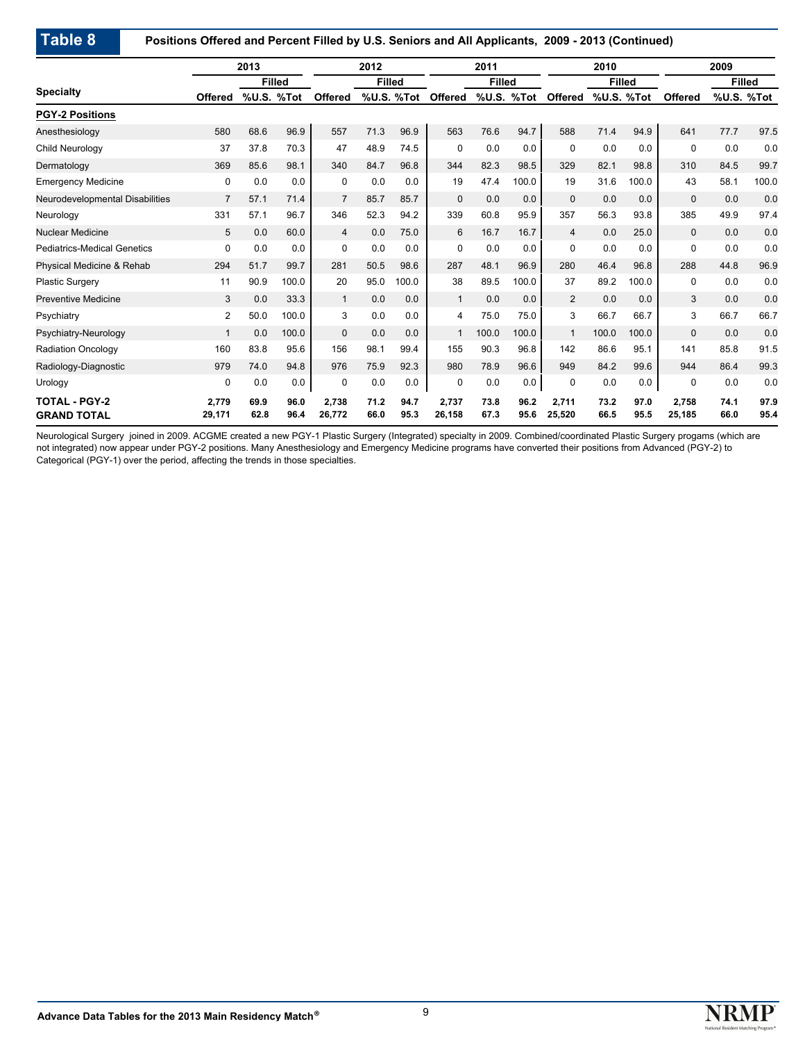## Table 8 Positions Offered and Percent Filled by U.S. Seniors and All Applicants, 2009 - 2013 (Continued)

| Specialty | 2013 | | | 2012 | | | 2011 | | | 2010 | | | 2009 | | |
|---|---|---|---|---|---|---|---|---|---|---|---|---|---|---|---|
| | | Filled | | | Filled | | | Filled | | | Filled | | | Filled | |
| | Offered | %U.S. | %Tot | Offered | %U.S. | %Tot | Offered | %U.S. | %Tot | Offered | %U.S. | %Tot | Offered | %U.S. | %Tot |
| **PGY-2 Positions** | | | | | | | | | | | | | | | |
| Anesthesiology | 580 | 68.6 | 96.9 | 557 | 71.3 | 96.9 | 563 | 76.6 | 94.7 | 588 | 71.4 | 94.9 | 641 | 77.7 | 97.5 |
| Child Neurology | 37 | 37.8 | 70.3 | 47 | 48.9 | 74.5 | 0 | 0.0 | 0.0 | 0 | 0.0 | 0.0 | 0 | 0.0 | 0.0 |
| Dermatology | 369 | 85.6 | 98.1 | 340 | 84.7 | 96.8 | 344 | 82.3 | 98.5 | 329 | 82.1 | 98.8 | 310 | 84.5 | 99.7 |
| Emergency Medicine | 0 | 0.0 | 0.0 | 0 | 0.0 | 0.0 | 19 | 47.4 | 100.0 | 19 | 31.6 | 100.0 | 43 | 58.1 | 100.0 |
| Neurodevelopmental Disabilities | 7 | 57.1 | 71.4 | 7 | 85.7 | 85.7 | 0 | 0.0 | 0.0 | 0 | 0.0 | 0.0 | 0 | 0.0 | 0.0 |
| Neurology | 331 | 57.1 | 96.7 | 346 | 52.3 | 94.2 | 339 | 60.8 | 95.9 | 357 | 56.3 | 93.8 | 385 | 49.9 | 97.4 |
| Nuclear Medicine | 5 | 0.0 | 60.0 | 4 | 0.0 | 75.0 | 6 | 16.7 | 16.7 | 4 | 0.0 | 25.0 | 0 | 0.0 | 0.0 |
| Pediatrics-Medical Genetics | 0 | 0.0 | 0.0 | 0 | 0.0 | 0.0 | 0 | 0.0 | 0.0 | 0 | 0.0 | 0.0 | 0 | 0.0 | 0.0 |
| Physical Medicine & Rehab | 294 | 51.7 | 99.7 | 281 | 50.5 | 98.6 | 287 | 48.1 | 96.9 | 280 | 46.4 | 96.8 | 288 | 44.8 | 96.9 |
| Plastic Surgery | 11 | 90.9 | 100.0 | 20 | 95.0 | 100.0 | 38 | 89.5 | 100.0 | 37 | 89.2 | 100.0 | 0 | 0.0 | 0.0 |
| Preventive Medicine | 3 | 0.0 | 33.3 | 1 | 0.0 | 0.0 | 1 | 0.0 | 0.0 | 2 | 0.0 | 0.0 | 3 | 0.0 | 0.0 |
| Psychiatry | 2 | 50.0 | 100.0 | 3 | 0.0 | 0.0 | 4 | 75.0 | 75.0 | 3 | 66.7 | 66.7 | 3 | 66.7 | 66.7 |
| Psychiatry-Neurology | 1 | 0.0 | 100.0 | 0 | 0.0 | 0.0 | 1 | 100.0 | 100.0 | 1 | 100.0 | 100.0 | 0 | 0.0 | 0.0 |
| Radiation Oncology | 160 | 83.8 | 95.6 | 156 | 98.1 | 99.4 | 155 | 90.3 | 96.8 | 142 | 86.6 | 95.1 | 141 | 85.8 | 91.5 |
| Radiology-Diagnostic | 979 | 74.0 | 94.8 | 976 | 75.9 | 92.3 | 980 | 78.9 | 96.6 | 949 | 84.2 | 99.6 | 944 | 86.4 | 99.3 |
| Urology | 0 | 0.0 | 0.0 | 0 | 0.0 | 0.0 | 0 | 0.0 | 0.0 | 0 | 0.0 | 0.0 | 0 | 0.0 | 0.0 |
| **TOTAL - PGY-2** | **2,779** | **69.9** | **96.0** | **2,738** | **71.2** | **94.7** | **2,737** | **73.8** | **96.2** | **2,711** | **73.2** | **97.0** | **2,758** | **74.1** | **97.9** |
| **GRAND TOTAL** | **29,171** | **62.8** | **96.4** | **26,772** | **66.0** | **95.3** | **26,158** | **67.3** | **95.6** | **25,520** | **66.5** | **95.5** | **25,185** | **66.0** | **95.4** |

Neurological Surgery joined in 2009. ACGME created a new PGY-1 Plastic Surgery (Integrated) specialty in 2009. Combined/coordinated Plastic Surgery progams (which are not integrated) now appear under PGY-2 positions. Many Anesthesiology and Emergency Medicine programs have converted their positions from Advanced (PGY-2) to Categorical (PGY-1) over the period, affecting the trends in those specialties.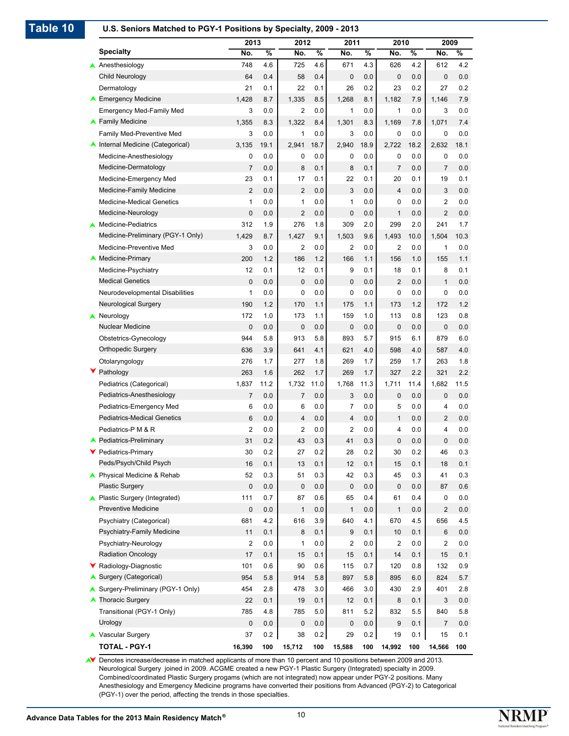## Table 10 U.S. Seniors Matched to PGY-1 Positions by Specialty, 2009 - 2013

| | Specialty | 2013 | | 2012 | | 2011 | | 2010 | | 2009 | |
|---|---|---|---|---|---|---|---|---|---|---|---|
| | | No. | % | No. | % | No. | % | No. | % | No. | % |
| ▲ | Anesthesiology | 748 | 4.6 | 725 | 4.6 | 671 | 4.3 | 626 | 4.2 | 612 | 4.2 |
| | Child Neurology | 64 | 0.4 | 58 | 0.4 | 0 | 0.0 | 0 | 0.0 | 0 | 0.0 |
| | Dermatology | 21 | 0.1 | 22 | 0.1 | 26 | 0.2 | 23 | 0.2 | 27 | 0.2 |
| ▲ | Emergency Medicine | 1,428 | 8.7 | 1,335 | 8.5 | 1,268 | 8.1 | 1,182 | 7.9 | 1,146 | 7.9 |
| | Emergency Med-Family Med | 3 | 0.0 | 2 | 0.0 | 1 | 0.0 | 1 | 0.0 | 3 | 0.0 |
| ▲ | Family Medicine | 1,355 | 8.3 | 1,322 | 8.4 | 1,301 | 8.3 | 1,169 | 7.8 | 1,071 | 7.4 |
| | Family Med-Preventive Med | 3 | 0.0 | 1 | 0.0 | 3 | 0.0 | 0 | 0.0 | 0 | 0.0 |
| ▲ | Internal Medicine (Categorical) | 3,135 | 19.1 | 2,941 | 18.7 | 2,940 | 18.9 | 2,722 | 18.2 | 2,632 | 18.1 |
| | Medicine-Anesthesiology | 0 | 0.0 | 0 | 0.0 | 0 | 0.0 | 0 | 0.0 | 0 | 0.0 |
| | Medicine-Dermatology | 7 | 0.0 | 8 | 0.1 | 8 | 0.1 | 7 | 0.0 | 7 | 0.0 |
| | Medicine-Emergency Med | 23 | 0.1 | 17 | 0.1 | 22 | 0.1 | 20 | 0.1 | 19 | 0.1 |
| | Medicine-Family Medicine | 2 | 0.0 | 2 | 0.0 | 3 | 0.0 | 4 | 0.0 | 3 | 0.0 |
| | Medicine-Medical Genetics | 1 | 0.0 | 1 | 0.0 | 1 | 0.0 | 0 | 0.0 | 2 | 0.0 |
| | Medicine-Neurology | 0 | 0.0 | 2 | 0.0 | 0 | 0.0 | 1 | 0.0 | 2 | 0.0 |
| ▲ | Medicine-Pediatrics | 312 | 1.9 | 276 | 1.8 | 309 | 2.0 | 299 | 2.0 | 241 | 1.7 |
| | Medicine-Preliminary (PGY-1 Only) | 1,429 | 8.7 | 1,427 | 9.1 | 1,503 | 9.6 | 1,493 | 10.0 | 1,504 | 10.3 |
| | Medicine-Preventive Med | 3 | 0.0 | 2 | 0.0 | 2 | 0.0 | 2 | 0.0 | 1 | 0.0 |
| ▲ | Medicine-Primary | 200 | 1.2 | 186 | 1.2 | 166 | 1.1 | 156 | 1.0 | 155 | 1.1 |
| | Medicine-Psychiatry | 12 | 0.1 | 12 | 0.1 | 9 | 0.1 | 18 | 0.1 | 8 | 0.1 |
| | Medical Genetics | 0 | 0.0 | 0 | 0.0 | 0 | 0.0 | 2 | 0.0 | 1 | 0.0 |
| | Neurodevelopmental Disabilities | 1 | 0.0 | 0 | 0.0 | 0 | 0.0 | 0 | 0.0 | 0 | 0.0 |
| | Neurological Surgery | 190 | 1.2 | 170 | 1.1 | 175 | 1.1 | 173 | 1.2 | 172 | 1.2 |
| ▲ | Neurology | 172 | 1.0 | 173 | 1.1 | 159 | 1.0 | 113 | 0.8 | 123 | 0.8 |
| | Nuclear Medicine | 0 | 0.0 | 0 | 0.0 | 0 | 0.0 | 0 | 0.0 | 0 | 0.0 |
| | Obstetrics-Gynecology | 944 | 5.8 | 913 | 5.8 | 893 | 5.7 | 915 | 6.1 | 879 | 6.0 |
| | Orthopedic Surgery | 636 | 3.9 | 641 | 4.1 | 621 | 4.0 | 598 | 4.0 | 587 | 4.0 |
| | Otolaryngology | 276 | 1.7 | 277 | 1.8 | 269 | 1.7 | 259 | 1.7 | 263 | 1.8 |
| ▼ | Pathology | 263 | 1.6 | 262 | 1.7 | 269 | 1.7 | 327 | 2.2 | 321 | 2.2 |
| | Pediatrics (Categorical) | 1,837 | 11.2 | 1,732 | 11.0 | 1,768 | 11.3 | 1,711 | 11.4 | 1,682 | 11.5 |
| | Pediatrics-Anesthesiology | 7 | 0.0 | 7 | 0.0 | 3 | 0.0 | 0 | 0.0 | 0 | 0.0 |
| | Pediatrics-Emergency Med | 6 | 0.0 | 6 | 0.0 | 7 | 0.0 | 5 | 0.0 | 4 | 0.0 |
| | Pediatrics-Medical Genetics | 6 | 0.0 | 4 | 0.0 | 4 | 0.0 | 1 | 0.0 | 2 | 0.0 |
| | Pediatrics-P M & R | 2 | 0.0 | 2 | 0.0 | 2 | 0.0 | 4 | 0.0 | 4 | 0.0 |
| ▲ | Pediatrics-Preliminary | 31 | 0.2 | 43 | 0.3 | 41 | 0.3 | 0 | 0.0 | 0 | 0.0 |
| ▼ | Pediatrics-Primary | 30 | 0.2 | 27 | 0.2 | 28 | 0.2 | 30 | 0.2 | 46 | 0.3 |
| | Peds/Psych/Child Psych | 16 | 0.1 | 13 | 0.1 | 12 | 0.1 | 15 | 0.1 | 18 | 0.1 |
| ▲ | Physical Medicine & Rehab | 52 | 0.3 | 51 | 0.3 | 42 | 0.3 | 45 | 0.3 | 41 | 0.3 |
| | Plastic Surgery | 0 | 0.0 | 0 | 0.0 | 0 | 0.0 | 0 | 0.0 | 87 | 0.6 |
| ▲ | Plastic Surgery (Integrated) | 111 | 0.7 | 87 | 0.6 | 65 | 0.4 | 61 | 0.4 | 0 | 0.0 |
| | Preventive Medicine | 0 | 0.0 | 1 | 0.0 | 1 | 0.0 | 1 | 0.0 | 2 | 0.0 |
| | Psychiatry (Categorical) | 681 | 4.2 | 616 | 3.9 | 640 | 4.1 | 670 | 4.5 | 656 | 4.5 |
| | Psychiatry-Family Medicine | 11 | 0.1 | 8 | 0.1 | 9 | 0.1 | 10 | 0.1 | 6 | 0.0 |
| | Psychiatry-Neurology | 2 | 0.0 | 1 | 0.0 | 2 | 0.0 | 2 | 0.0 | 2 | 0.0 |
| | Radiation Oncology | 17 | 0.1 | 15 | 0.1 | 15 | 0.1 | 14 | 0.1 | 15 | 0.1 |
| ▼ | Radiology-Diagnostic | 101 | 0.6 | 90 | 0.6 | 115 | 0.7 | 120 | 0.8 | 132 | 0.9 |
| ▲ | Surgery (Categorical) | 954 | 5.8 | 914 | 5.8 | 897 | 5.8 | 895 | 6.0 | 824 | 5.7 |
| ▲ | Surgery-Preliminary (PGY-1 Only) | 454 | 2.8 | 478 | 3.0 | 466 | 3.0 | 430 | 2.9 | 401 | 2.8 |
| ▲ | Thoracic Surgery | 22 | 0.1 | 19 | 0.1 | 12 | 0.1 | 8 | 0.1 | 3 | 0.0 |
| | Transitional (PGY-1 Only) | 785 | 4.8 | 785 | 5.0 | 811 | 5.2 | 832 | 5.5 | 840 | 5.8 |
| | Urology | 0 | 0.0 | 0 | 0.0 | 0 | 0.0 | 9 | 0.1 | 7 | 0.0 |
| ▲ | Vascular Surgery | 37 | 0.2 | 38 | 0.2 | 29 | 0.2 | 19 | 0.1 | 15 | 0.1 |
| | **TOTAL - PGY-1** | **16,390** | **100** | **15,712** | **100** | **15,588** | **100** | **14,992** | **100** | **14,566** | **100** |

▲▼ Denotes increase/decrease in matched applicants of more than 10 percent and 10 positions between 2009 and 2013. Neurological Surgery joined in 2009. ACGME created a new PGY-1 Plastic Surgery (Integrated) specialty in 2009. Combined/coordinated Plastic Surgery progams (which are not integrated) now appear under PGY-2 positions. Many Anesthesiology and Emergency Medicine programs have converted their positions from Advanced (PGY-2) to Categorical (PGY-1) over the period, affecting the trends in those specialties.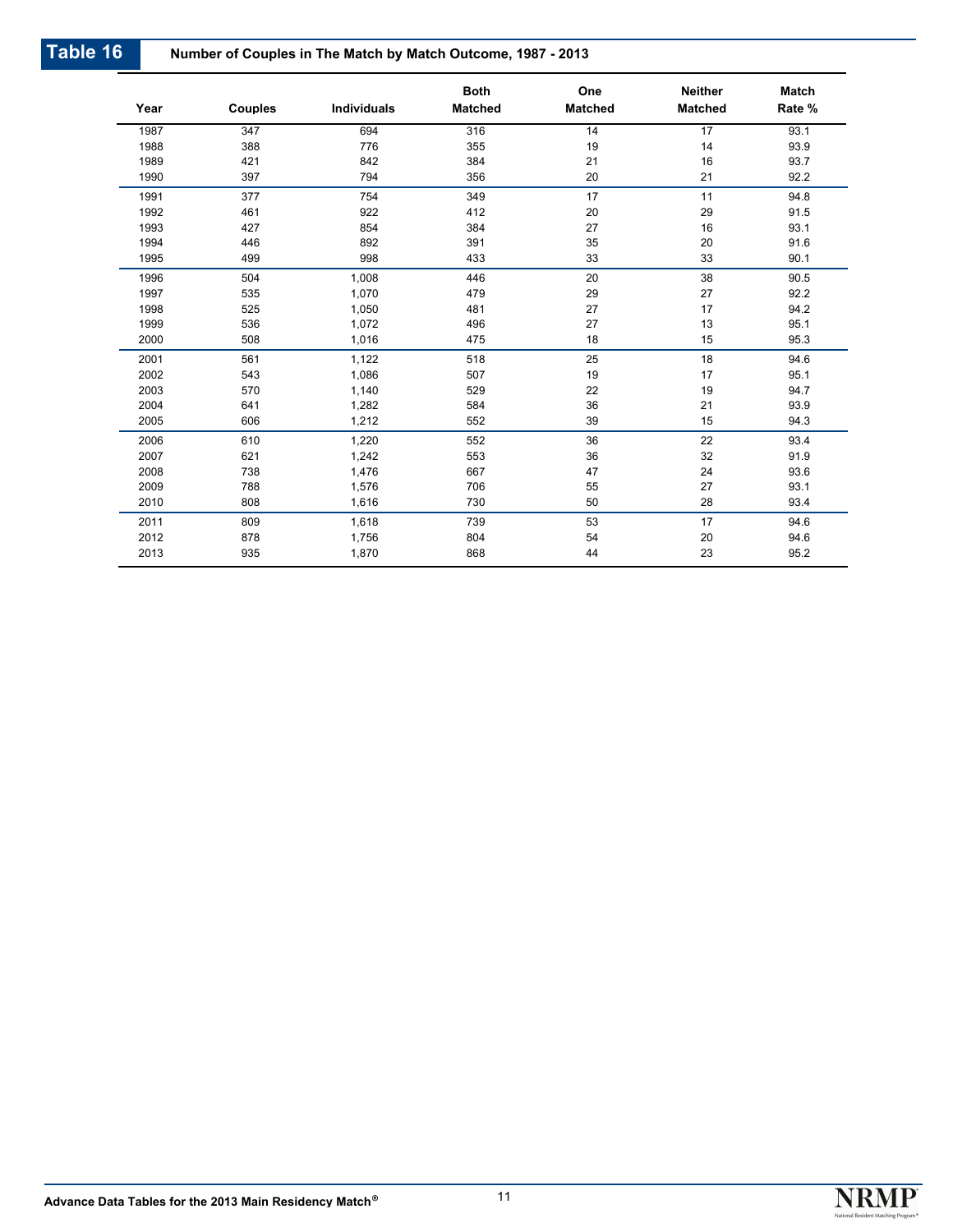## Table 16 Number of Couples in The Match by Match Outcome, 1987 - 2013

| Year | Couples | Individuals | Both Matched | One Matched | Neither Matched | Match Rate % |
|---|---|---|---|---|---|---|
| 1987 | 347 | 694 | 316 | 14 | 17 | 93.1 |
| 1988 | 388 | 776 | 355 | 19 | 14 | 93.9 |
| 1989 | 421 | 842 | 384 | 21 | 16 | 93.7 |
| 1990 | 397 | 794 | 356 | 20 | 21 | 92.2 |
| 1991 | 377 | 754 | 349 | 17 | 11 | 94.8 |
| 1992 | 461 | 922 | 412 | 20 | 29 | 91.5 |
| 1993 | 427 | 854 | 384 | 27 | 16 | 93.1 |
| 1994 | 446 | 892 | 391 | 35 | 20 | 91.6 |
| 1995 | 499 | 998 | 433 | 33 | 33 | 90.1 |
| 1996 | 504 | 1,008 | 446 | 20 | 38 | 90.5 |
| 1997 | 535 | 1,070 | 479 | 29 | 27 | 92.2 |
| 1998 | 525 | 1,050 | 481 | 27 | 17 | 94.2 |
| 1999 | 536 | 1,072 | 496 | 27 | 13 | 95.1 |
| 2000 | 508 | 1,016 | 475 | 18 | 15 | 95.3 |
| 2001 | 561 | 1,122 | 518 | 25 | 18 | 94.6 |
| 2002 | 543 | 1,086 | 507 | 19 | 17 | 95.1 |
| 2003 | 570 | 1,140 | 529 | 22 | 19 | 94.7 |
| 2004 | 641 | 1,282 | 584 | 36 | 21 | 93.9 |
| 2005 | 606 | 1,212 | 552 | 39 | 15 | 94.3 |
| 2006 | 610 | 1,220 | 552 | 36 | 22 | 93.4 |
| 2007 | 621 | 1,242 | 553 | 36 | 32 | 91.9 |
| 2008 | 738 | 1,476 | 667 | 47 | 24 | 93.6 |
| 2009 | 788 | 1,576 | 706 | 55 | 27 | 93.1 |
| 2010 | 808 | 1,616 | 730 | 50 | 28 | 93.4 |
| 2011 | 809 | 1,618 | 739 | 53 | 17 | 94.6 |
| 2012 | 878 | 1,756 | 804 | 54 | 20 | 94.6 |
| 2013 | 935 | 1,870 | 868 | 44 | 23 | 95.2 |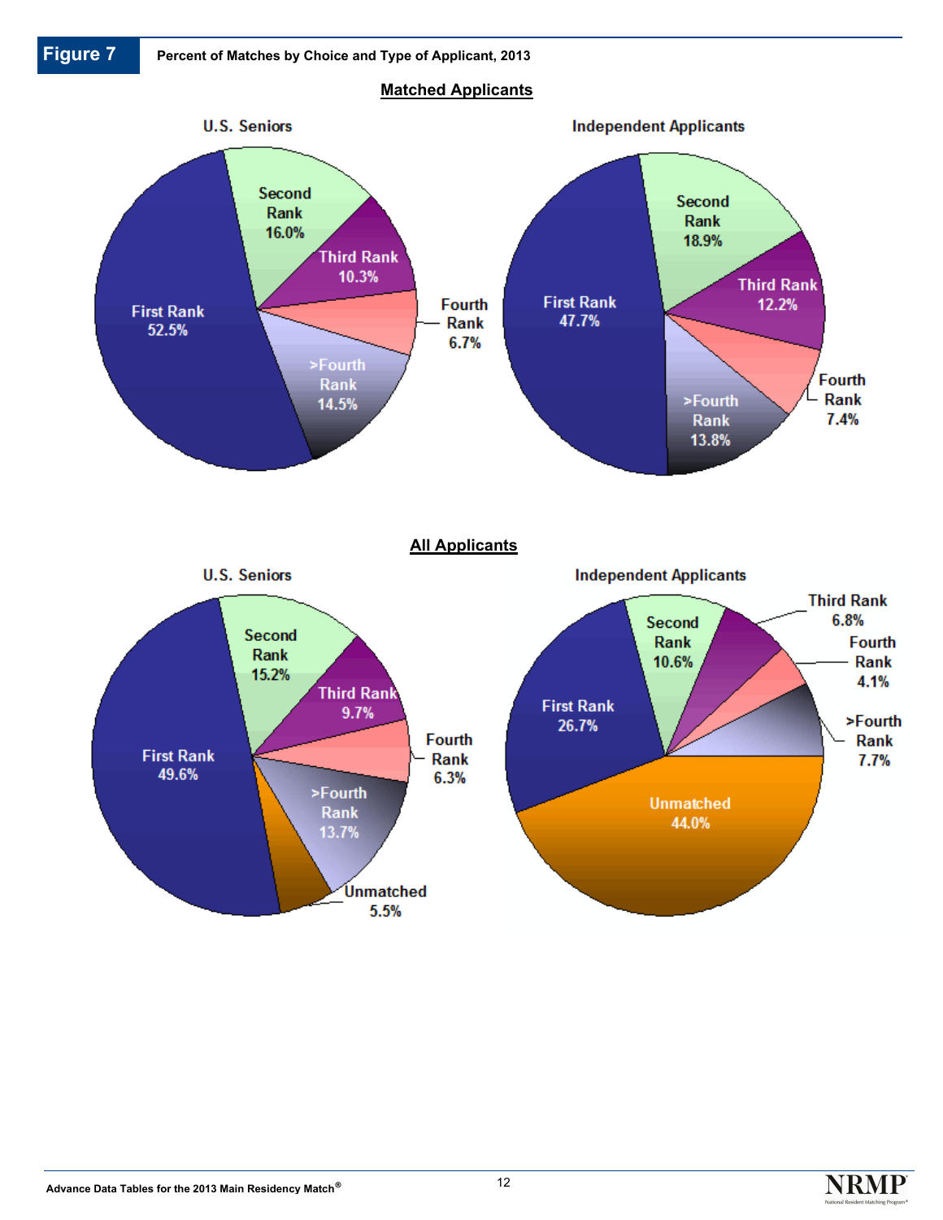**Figure 7** Percent of Matches by Choice and Type of Applicant, 2013

## Matched Applicants

U.S. Seniors

First Rank 52.5%
Second Rank 16.0%
Third Rank 10.3%
Fourth Rank 6.7%
>Fourth Rank 14.5%

Independent Applicants

First Rank 47.7%
Second Rank 18.9%
Third Rank 12.2%
Fourth Rank 7.4%
>Fourth Rank 13.8%

## All Applicants

U.S. Seniors

First Rank 49.6%
Second Rank 15.2%
Third Rank 9.7%
Fourth Rank 6.3%
>Fourth Rank 13.7%
Unmatched 5.5%

Independent Applicants

First Rank 26.7%
Second Rank 10.6%
Third Rank 6.8%
Fourth Rank 4.1%
>Fourth Rank 7.7%
Unmatched 44.0%